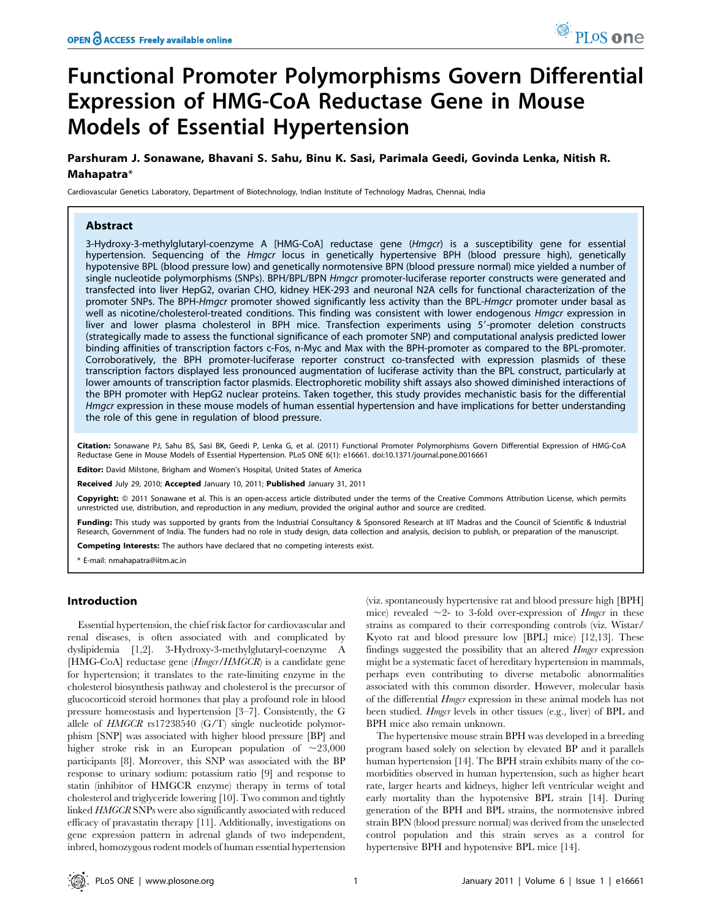# Functional Promoter Polymorphisms Govern Differential Expression of HMG-CoA Reductase Gene in Mouse Models of Essential Hypertension

**Parshuram J. Sonawane, Bhavani S. Sahu, Binu K. Sasi, Parimala Geedi, Govinda Lenka, Nitish R. Mahapatra***

Cardiovascular Genetics Laboratory, Department of Biotechnology, Indian Institute of Technology Madras, Chennai, India

## Abstract

3-Hydroxy-3-methylglutaryl-coenzyme A [HMG-CoA] reductase gene (*Hmgcr*) is a susceptibility gene for essential hypertension. Sequencing of the *Hmgcr* locus in genetically hypertensive BPH (blood pressure high), genetically hypotensive BPL (blood pressure low) and genetically normotensive BPN (blood pressure normal) mice yielded a number of single nucleotide polymorphisms (SNPs). BPH/BPL/BPN *Hmgcr* promoter-luciferase reporter constructs were generated and transfected into liver HepG2, ovarian CHO, kidney HEK-293 and neuronal N2A cells for functional characterization of the promoter SNPs. The BPH-*Hmgcr* promoter showed significantly less activity than the BPL-*Hmgcr* promoter under basal as well as nicotine/cholesterol-treated conditions. This finding was consistent with lower endogenous *Hmgcr* expression in liver and lower plasma cholesterol in BPH mice. Transfection experiments using 5′-promoter deletion constructs (strategically made to assess the functional significance of each promoter SNP) and computational analysis predicted lower binding affinities of transcription factors c-Fos, n-Myc and Max with the BPH-promoter as compared to the BPL-promoter. Corroboratively, the BPH promoter-luciferase reporter construct co-transfected with expression plasmids of these transcription factors displayed less pronounced augmentation of luciferase activity than the BPL construct, particularly at lower amounts of transcription factor plasmids. Electrophoretic mobility shift assays also showed diminished interactions of the BPH promoter with HepG2 nuclear proteins. Taken together, this study provides mechanistic basis for the differential *Hmgcr* expression in these mouse models of human essential hypertension and have implications for better understanding the role of this gene in regulation of blood pressure.

**Citation:** Sonawane PJ, Sahu BS, Sasi BK, Geedi P, Lenka G, et al. (2011) Functional Promoter Polymorphisms Govern Differential Expression of HMG-CoA Reductase Gene in Mouse Models of Essential Hypertension. PLoS ONE 6(1): e16661. doi:10.1371/journal.pone.0016661

**Editor:** David Milstone, Brigham and Women's Hospital, United States of America

**Received** July 29, 2010; **Accepted** January 10, 2011; **Published** January 31, 2011

**Copyright:** © 2011 Sonawane et al. This is an open-access article distributed under the terms of the Creative Commons Attribution License, which permits unrestricted use, distribution, and reproduction in any medium, provided the original author and source are credited.

**Funding:** This study was supported by grants from the Industrial Consultancy & Sponsored Research at IIT Madras and the Council of Scientific & Industrial Research, Government of India. The funders had no role in study design, data collection and analysis, decision to publish, or preparation of the manuscript.

**Competing Interests:** The authors have declared that no competing interests exist.

\* E-mail: nmahapatra@iitm.ac.in

## Introduction

Essential hypertension, the chief risk factor for cardiovascular and renal diseases, is often associated with and complicated by dyslipidemia [1,2]. 3-Hydroxy-3-methylglutaryl-coenzyme A [HMG-CoA] reductase gene (*Hmgcr/HMGCR*) is a candidate gene for hypertension; it translates to the rate-limiting enzyme in the cholesterol biosynthesis pathway and cholesterol is the precursor of glucocorticoid steroid hormones that play a profound role in blood pressure homeostasis and hypertension [3–7]. Consistently, the G allele of *HMGCR* rs17238540 (G/T) single nucleotide polymorphism [SNP] was associated with higher blood pressure [BP] and higher stroke risk in an European population of ~23,000 participants [8]. Moreover, this SNP was associated with the BP response to urinary sodium: potassium ratio [9] and response to statin (inhibitor of HMGCR enzyme) therapy in terms of total cholesterol and triglyceride lowering [10]. Two common and tightly linked *HMGCR* SNPs were also significantly associated with reduced efficacy of pravastatin therapy [11]. Additionally, investigations on gene expression pattern in adrenal glands of two independent, inbred, homozygous rodent models of human essential hypertension (viz. spontaneously hypertensive rat and blood pressure high [BPH] mice) revealed ~2- to 3-fold over-expression of *Hmgcr* in these strains as compared to their corresponding controls (viz. Wistar/Kyoto rat and blood pressure low [BPL] mice) [12,13]. These findings suggested the possibility that an altered *Hmgcr* expression might be a systematic facet of hereditary hypertension in mammals, perhaps even contributing to diverse metabolic abnormalities associated with this common disorder. However, molecular basis of the differential *Hmgcr* expression in these animal models has not been studied. *Hmgcr* levels in other tissues (e.g., liver) of BPL and BPH mice also remain unknown.

The hypertensive mouse strain BPH was developed in a breeding program based solely on selection by elevated BP and it parallels human hypertension [14]. The BPH strain exhibits many of the co-morbidities observed in human hypertension, such as higher heart rate, larger hearts and kidneys, higher left ventricular weight and early mortality than the hypotensive BPL strain [14]. During generation of the BPH and BPL strains, the normotensive inbred strain BPN (blood pressure normal) was derived from the unselected control population and this strain serves as a control for hypertensive BPH and hypotensive BPL mice [14].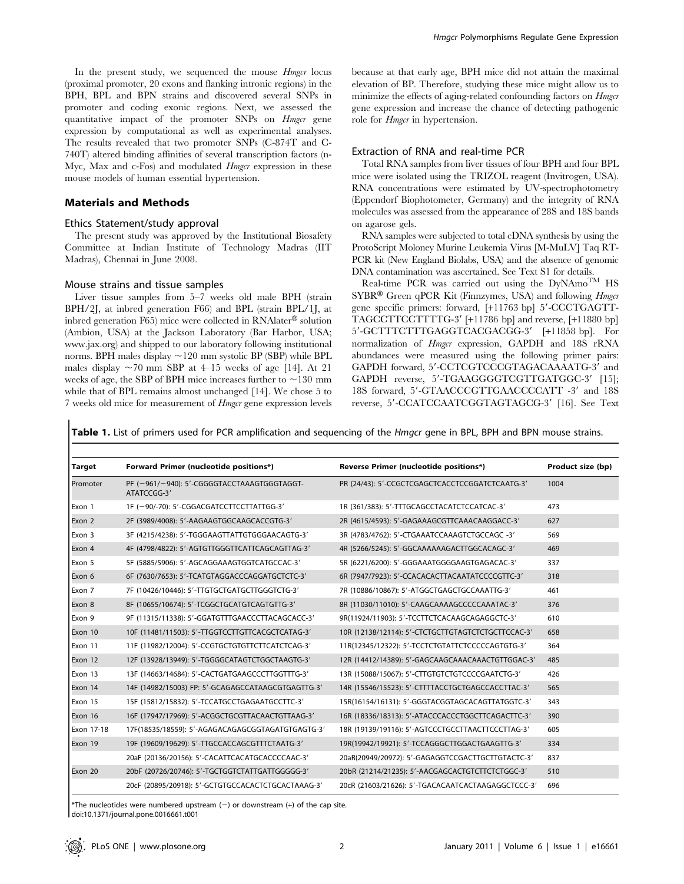In the present study, we sequenced the mouse *Hmgcr* locus (proximal promoter, 20 exons and flanking intronic regions) in the BPH, BPL and BPN strains and discovered several SNPs in promoter and coding exonic regions. Next, we assessed the quantitative impact of the promoter SNPs on *Hmgcr* gene expression by computational as well as experimental analyses. The results revealed that two promoter SNPs (C-874T and C-740T) altered binding affinities of several transcription factors (n-Myc, Max and c-Fos) and modulated *Hmgcr* expression in these mouse models of human essential hypertension.

## Materials and Methods

### Ethics Statement/study approval

The present study was approved by the Institutional Biosafety Committee at Indian Institute of Technology Madras (IIT Madras), Chennai in June 2008.

### Mouse strains and tissue samples

Liver tissue samples from 5–7 weeks old male BPH (strain BPH/2J, at inbred generation F66) and BPL (strain BPL/1J, at inbred generation F65) mice were collected in RNAlater® solution (Ambion, USA) at the Jackson Laboratory (Bar Harbor, USA; www.jax.org) and shipped to our laboratory following institutional norms. BPH males display ~120 mm systolic BP (SBP) while BPL males display ~70 mm SBP at 4–15 weeks of age [14]. At 21 weeks of age, the SBP of BPH mice increases further to ~130 mm while that of BPL remains almost unchanged [14]. We chose 5 to 7 weeks old mice for measurement of *Hmgcr* gene expression levels because at that early age, BPH mice did not attain the maximal elevation of BP. Therefore, studying these mice might allow us to minimize the effects of aging-related confounding factors on *Hmgcr* gene expression and increase the chance of detecting pathogenic role for *Hmgcr* in hypertension.

### Extraction of RNA and real-time PCR

Total RNA samples from liver tissues of four BPH and four BPL mice were isolated using the TRIZOL reagent (Invitrogen, USA). RNA concentrations were estimated by UV-spectrophotometry (Eppendorf Biophotometer, Germany) and the integrity of RNA molecules was assessed from the appearance of 28S and 18S bands on agarose gels.

RNA samples were subjected to total cDNA synthesis by using the ProtoScript Moloney Murine Leukemia Virus [M-MuLV] Taq RT-PCR kit (New England Biolabs, USA) and the absence of genomic DNA contamination was ascertained. See Text S1 for details.

Real-time PCR was carried out using the DyNAmo™ HS SYBR® Green qPCR Kit (Finnzymes, USA) and following *Hmgcr* gene specific primers: forward, [+11763 bp] 5′-CCCTGAGTT-TAGCCTTCCTTTTG-3′ [+11786 bp] and reverse, [+11880 bp] 5′-GCTTTCTTTGAGGTCACGACGG-3′ [+11858 bp]. For normalization of *Hmgcr* expression, GAPDH and 18S rRNA abundances were measured using the following primer pairs: GAPDH forward, 5′-CCTCGTCCCGTAGACAAAATG-3′ and GAPDH reverse, 5′-TGAAGGGGTCGTTGATGGC-3′ [15]; 18S forward, 5′-GTAACCCGTTGAACCCCATT -3′ and 18S reverse, 5′-CCATCCAATCGGTAGTAGCG-3′ [16]. See Text

**Table 1.** List of primers used for PCR amplification and sequencing of the *Hmgcr* gene in BPL, BPH and BPN mouse strains.

| Target | Forward Primer (nucleotide positions*) | Reverse Primer (nucleotide positions*) | Product size (bp) |
|---|---|---|---|
| Promoter | PF (−961/−940): 5′-CGGGGTACCTAAAGTGGGTAGGT-ATATCCGG-3′ | PR (24/43): 5′-CCGCTCGAGCTCACCTCCGGATCTCAATG-3′ | 1004 |
| Exon 1 | 1F (−90/-70): 5′-CGGACGATCCTTCCTTATTGG-3′ | 1R (361/383): 5′-TTTGCAGCCTACATCTCCATCAC-3′ | 473 |
| Exon 2 | 2F (3989/4008): 5′-AAGAAGTGGCAAGCACCGTG-3′ | 2R (4615/4593): 5′-GAGAAAGCGTTCAAACAAGGACC-3′ | 627 |
| Exon 3 | 3F (4215/4238): 5′-TGGGAAGTTATTGTGGGAACAGTG-3′ | 3R (4783/4762): 5′-CTGAAATCCAAAGTCTGCCAGC -3′ | 569 |
| Exon 4 | 4F (4798/4822): 5′-AGTGTTGGGTTCATTCAGCAGTTAG-3′ | 4R (5266/5245): 5′-GGCAAAAAAGACTTGGCACAGC-3′ | 469 |
| Exon 5 | 5F (5885/5906): 5′-AGCAGGAAAGTGGTCATGCCAC-3′ | 5R (6221/6200): 5′-GGGAAATGGGGAAGTGAGACAC-3′ | 337 |
| Exon 6 | 6F (7630/7653): 5′-TCATGTAGGACCCAGGATGCTCTC-3′ | 6R (7947/7923): 5′-CCACACACTTACAATATCCCCGTTC-3′ | 318 |
| Exon 7 | 7F (10426/10446): 5′-TTGTGCTGATGCTTGGGTCTG-3′ | 7R (10886/10867): 5′-ATGGCTGAGCTGCCAAATTG-3′ | 461 |
| Exon 8 | 8F (10655/10674): 5′-TCGGCTGCATGTCAGTGTTG-3′ | 8R (11030/11010): 5′-CAAGCAAAAGCCCCCAAATAC-3′ | 376 |
| Exon 9 | 9F (11315/11338): 5′-GGATGTTTGAACCCTTACAGCACC-3′ | 9R(11924/11903): 5′-TCCTTCTCACAAGCAGAGGCTC-3′ | 610 |
| Exon 10 | 10F (11481/11503): 5′-TTGGTCCTTGTTCACGCTCATAG-3′ | 10R (12138/12114): 5′-CTCTGCTTGTAGTCTCTGCTTCCAC-3′ | 658 |
| Exon 11 | 11F (11982/12004): 5′-CCGTGCTGTGTTCTTCATCTCAG-3′ | 11R(12345/12322): 5′-TCCTCTGTATTCTCCCCCAGTGTG-3′ | 364 |
| Exon 12 | 12F (13928/13949): 5′-TGGGGCATAGTCTGGCTAAGTG-3′ | 12R (14412/14389): 5′-GAGCAAGCAAACAAACTGTTGGAC-3′ | 485 |
| Exon 13 | 13F (14663/14684): 5′-CACTGATGAAGCCCTTGGTTTG-3′ | 13R (15088/15067): 5′-CTTGTGTCTGTCCCCGAATCTG-3′ | 426 |
| Exon 14 | 14F (14982/15003) FP: 5′-GCAGAGCCATAAGCGTGAGTTG-3′ | 14R (15546/15523): 5′-CTTTTACCTGCTGAGCCACCTTAC-3′ | 565 |
| Exon 15 | 15F (15812/15832): 5′-TCCATGCCTGAGAATGCCTTC-3′ | 15R(16154/16131): 5′-GGGTACGGTAGCACAGTTATGGTC-3′ | 343 |
| Exon 16 | 16F (17947/17969): 5′-ACGGCTGCGTTACAACTGTTAAG-3′ | 16R (18336/18313): 5′-ATACCCACCCTGGCTTCAGACTTC-3′ | 390 |
| Exon 17-18 | 17F(18535/18559): 5′-AGAGACAGAGCGGTAGATGTGAGTG-3′ | 18R (19139/19116): 5′-AGTCCCTGCCTTAACTTCCCTTAG-3′ | 605 |
| Exon 19 | 19F (19609/19629): 5′-TTGCCACCAGCGTTTCTAATG-3′ | 19R(19942/19921): 5′-TCCAGGGCTTGGACTGAAGTTG-3′ | 334 |
| | 20aF (20136/20156): 5′-CACATTCACATGCACCCCAAC-3′ | 20aR(20949/20972): 5′-GAGAGGTCCGACTTGCTTGTACTC-3′ | 837 |
| Exon 20 | 20bF (20726/20746): 5′-TGCTGGTCTATTGATTGGGGG-3′ | 20bR (21214/21235): 5′-AACGAGCACTGTCTTCTCTGGC-3′ | 510 |
| | 20cF (20895/20918): 5′-GCTGTGCCACACTCTGCACTAAAG-3′ | 20cR (21603/21626): 5′-TGACACAATCACTAAGAGGCTCCC-3′ | 696 |

*The nucleotides were numbered upstream (−) or downstream (+) of the cap site.
doi:10.1371/journal.pone.0016661.t001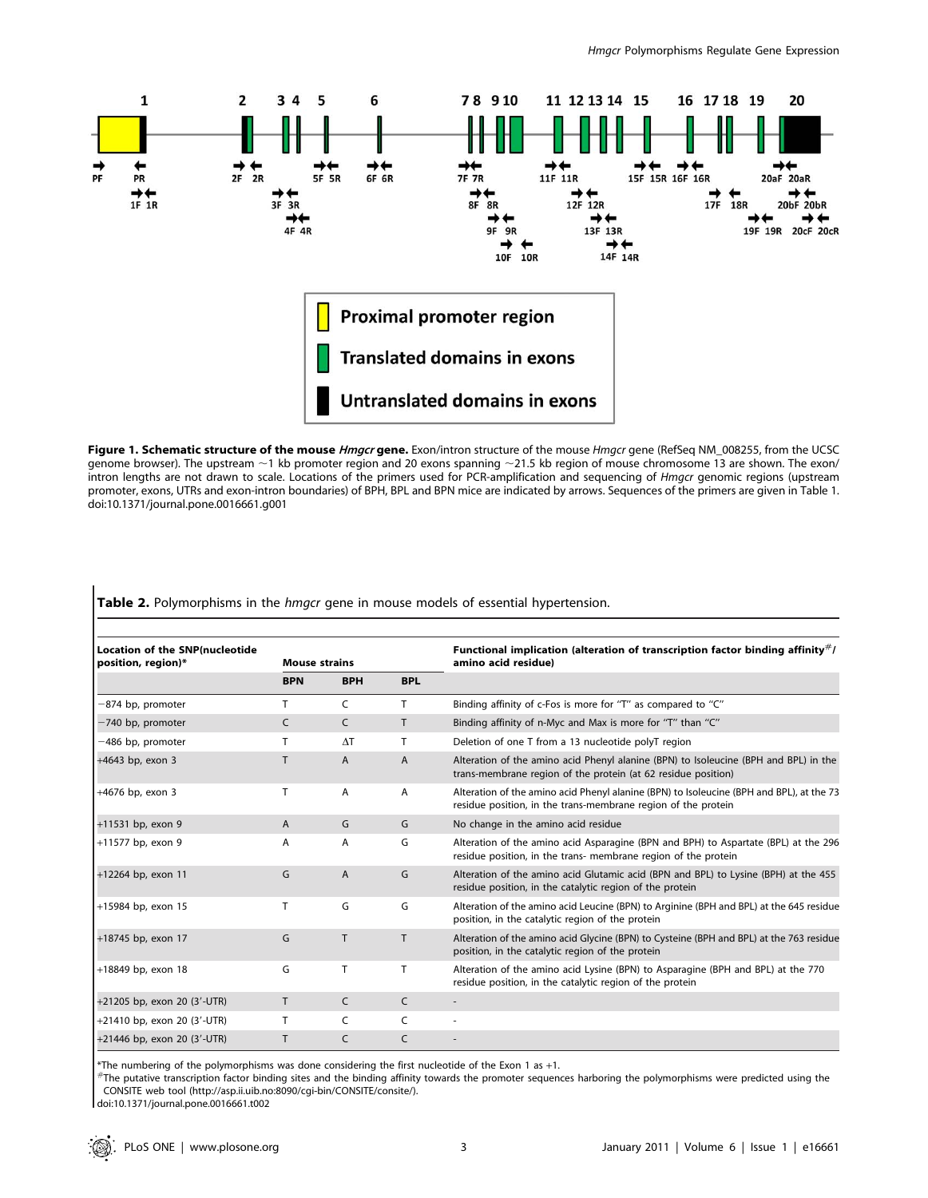**Figure 1. Schematic structure of the mouse *Hmgcr* gene.** Exon/intron structure of the mouse *Hmgcr* gene (RefSeq NM_008255, from the UCSC genome browser). The upstream ~1 kb promoter region and 20 exons spanning ~21.5 kb region of mouse chromosome 13 are shown. The exon/intron lengths are not drawn to scale. Locations of the primers used for PCR-amplification and sequencing of *Hmgcr* genomic regions (upstream promoter, exons, UTRs and exon-intron boundaries) of BPH, BPL and BPN mice are indicated by arrows. Sequences of the primers are given in Table 1.
doi:10.1371/journal.pone.0016661.g001

**Table 2.** Polymorphisms in the *hmgcr* gene in mouse models of essential hypertension.

| Location of the SNP(nucleotide position, region)* | Mouse strains | | | Functional implication (alteration of transcription factor binding affinity[#]/amino acid residue) |
|---|---|---|---|---|
| | **BPN** | **BPH** | **BPL** | |
| −874 bp, promoter | T | C | T | Binding affinity of c-Fos is more for "T" as compared to "C" |
| −740 bp, promoter | C | C | T | Binding affinity of n-Myc and Max is more for "T" than "C" |
| −486 bp, promoter | T | ΔT | T | Deletion of one T from a 13 nucleotide polyT region |
| +4643 bp, exon 3 | T | A | A | Alteration of the amino acid Phenyl alanine (BPN) to Isoleucine (BPH and BPL) in the trans-membrane region of the protein (at 62 residue position) |
| +4676 bp, exon 3 | T | A | A | Alteration of the amino acid Phenyl alanine (BPN) to Isoleucine (BPH and BPL), at the 73 residue position, in the trans-membrane region of the protein |
| +11531 bp, exon 9 | A | G | G | No change in the amino acid residue |
| +11577 bp, exon 9 | A | A | G | Alteration of the amino acid Asparagine (BPN and BPH) to Aspartate (BPL) at the 296 residue position, in the trans- membrane region of the protein |
| +12264 bp, exon 11 | G | A | G | Alteration of the amino acid Glutamic acid (BPN and BPL) to Lysine (BPH) at the 455 residue position, in the catalytic region of the protein |
| +15984 bp, exon 15 | T | G | G | Alteration of the amino acid Leucine (BPN) to Arginine (BPH and BPL) at the 645 residue position, in the catalytic region of the protein |
| +18745 bp, exon 17 | G | T | T | Alteration of the amino acid Glycine (BPN) to Cysteine (BPH and BPL) at the 763 residue position, in the catalytic region of the protein |
| +18849 bp, exon 18 | G | T | T | Alteration of the amino acid Lysine (BPN) to Asparagine (BPH and BPL) at the 770 residue position, in the catalytic region of the protein |
| +21205 bp, exon 20 (3′-UTR) | T | C | C | - |
| +21410 bp, exon 20 (3′-UTR) | T | C | C | - |
| +21446 bp, exon 20 (3′-UTR) | T | C | C | - |

*The numbering of the polymorphisms was done considering the first nucleotide of the Exon 1 as +1.
[#]The putative transcription factor binding sites and the binding affinity towards the promoter sequences harboring the polymorphisms were predicted using the CONSITE web tool (http://asp.ii.uib.no:8090/cgi-bin/CONSITE/consite/).
doi:10.1371/journal.pone.0016661.t002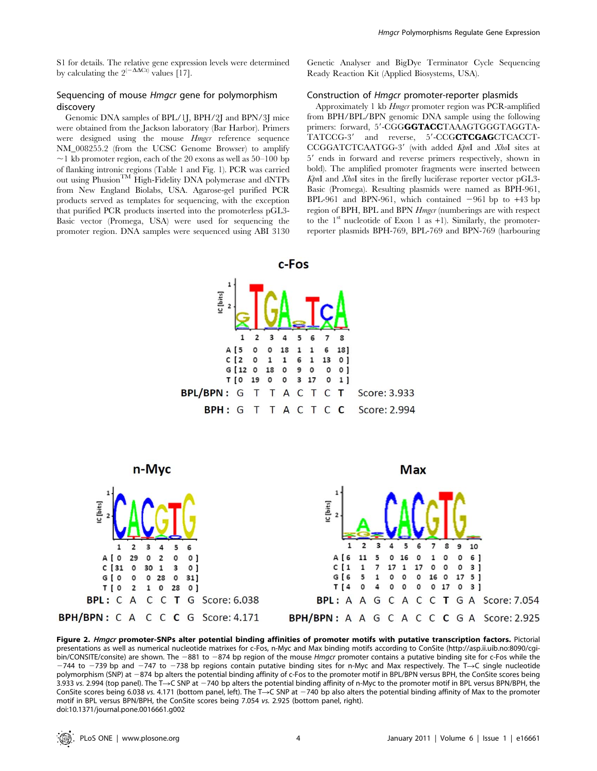S1 for details. The relative gene expression levels were determined by calculating the $2^{(-\Delta\Delta Ct)}$ values [17].

### Sequencing of mouse *Hmgcr* gene for polymorphism discovery

Genomic DNA samples of BPL/1J, BPH/2J and BPN/3J mice were obtained from the Jackson laboratory (Bar Harbor). Primers were designed using the mouse *Hmgcr* reference sequence NM_008255.2 (from the UCSC Genome Browser) to amplify ~1 kb promoter region, each of the 20 exons as well as 50–100 bp of flanking intronic regions (Table 1 and Fig. 1). PCR was carried out using Phusion™ High-Fidelity DNA polymerase and dNTPs from New England Biolabs, USA. Agarose-gel purified PCR products served as templates for sequencing, with the exception that purified PCR products inserted into the promoterless pGL3-Basic vector (Promega, USA) were used for sequencing the promoter region. DNA samples were sequenced using ABI 3130 Genetic Analyser and BigDye Terminator Cycle Sequencing Ready Reaction Kit (Applied Biosystems, USA).

### Construction of *Hmgcr* promoter-reporter plasmids

Approximately 1 kb *Hmgcr* promoter region was PCR-amplified from BPH/BPL/BPN genomic DNA sample using the following primers: forward, 5′-CGG**GGTACC**TAAAGTGGGTAGGTATATCCG-3′ and reverse, 5′-CCG**CTCGAG**CTCACCTCCGGATCTCAATGG-3′ (with added *Kpn*I and *Xho*I sites at 5′ ends in forward and reverse primers respectively, shown in bold). The amplified promoter fragments were inserted between *Kpn*I and *Xho*I sites in the firefly luciferase reporter vector pGL3-Basic (Promega). Resulting plasmids were named as BPH-961, BPL-961 and BPN-961, which contained −961 bp to +43 bp region of BPH, BPL and BPN *Hmgcr* (numberings are with respect to the 1st nucleotide of Exon 1 as +1). Similarly, the promoter-reporter plasmids BPH-769, BPL-769 and BPN-769 (harbouring

**c-Fos**

| | 1 | 2 | 3 | 4 | 5 | 6 | 7 | 8 |
|---|---|---|---|---|---|---|---|---|
| A | 5 | 0 | 0 | 18 | 1 | 1 | 6 | 18 |
| C | 2 | 0 | 1 | 1 | 6 | 1 | 13 | 0 |
| G | 12 | 0 | 18 | 0 | 9 | 0 | 0 | 0 |
| T | 0 | 19 | 0 | 0 | 3 | 17 | 0 | 1 |

BPL/BPN: G T T A C T C **T** Score: 3.933

BPH: G T T A C T C **C** Score: 2.994

**n-Myc**

| | 1 | 2 | 3 | 4 | 5 | 6 |
|---|---|---|---|---|---|---|
| A | 0 | 29 | 0 | 2 | 0 | 0 |
| C | 31 | 0 | 30 | 1 | 3 | 0 |
| G | 0 | 0 | 0 | 28 | 0 | 31 |
| T | 0 | 2 | 1 | 0 | 28 | 0 |

BPL: C A C C **T** G Score: 6.038

BPH/BPN: C A C C **C** G Score: 4.171

**Max**

| | 1 | 2 | 3 | 4 | 5 | 6 | 7 | 8 | 9 | 10 |
|---|---|---|---|---|---|---|---|---|---|---|
| A | 6 | 11 | 5 | 0 | 16 | 0 | 1 | 0 | 0 | 6 |
| C | 1 | 1 | 7 | 17 | 1 | 17 | 0 | 0 | 0 | 3 |
| G | 6 | 5 | 1 | 0 | 0 | 0 | 16 | 0 | 17 | 5 |
| T | 4 | 0 | 4 | 0 | 0 | 0 | 0 | 17 | 0 | 3 |

BPL: A A G C A C C **T** G A Score: 7.054

BPH/BPN: A A G C A C C **C** G A Score: 2.925

**Figure 2. *Hmgcr* promoter-SNPs alter potential binding affinities of promoter motifs with putative transcription factors.** Pictorial presentations as well as numerical nucleotide matrixes for c-Fos, n-Myc and Max binding motifs according to ConSite (http://asp.ii.uib.no:8090/cgi-bin/CONSITE/consite) are shown. The −881 to −874 bp region of the mouse *Hmgcr* promoter contains a putative binding site for c-Fos while the −744 to −739 bp and −747 to −738 bp regions contain putative binding sites for n-Myc and Max respectively. The T→C single nucleotide polymorphism (SNP) at −874 bp alters the potential binding affinity of c-Fos to the promoter motif in BPL/BPN versus BPH, the ConSite scores being 3.933 *vs.* 2.994 (top panel). The T→C SNP at −740 bp alters the potential binding affinity of n-Myc to the promoter motif in BPL versus BPN/BPH, the ConSite scores being 6.038 *vs.* 4.171 (bottom panel, left). The T→C SNP at −740 bp also alters the potential binding affinity of Max to the promoter motif in BPL versus BPN/BPH, the ConSite scores being 7.054 *vs.* 2.925 (bottom panel, right).
doi:10.1371/journal.pone.0016661.g002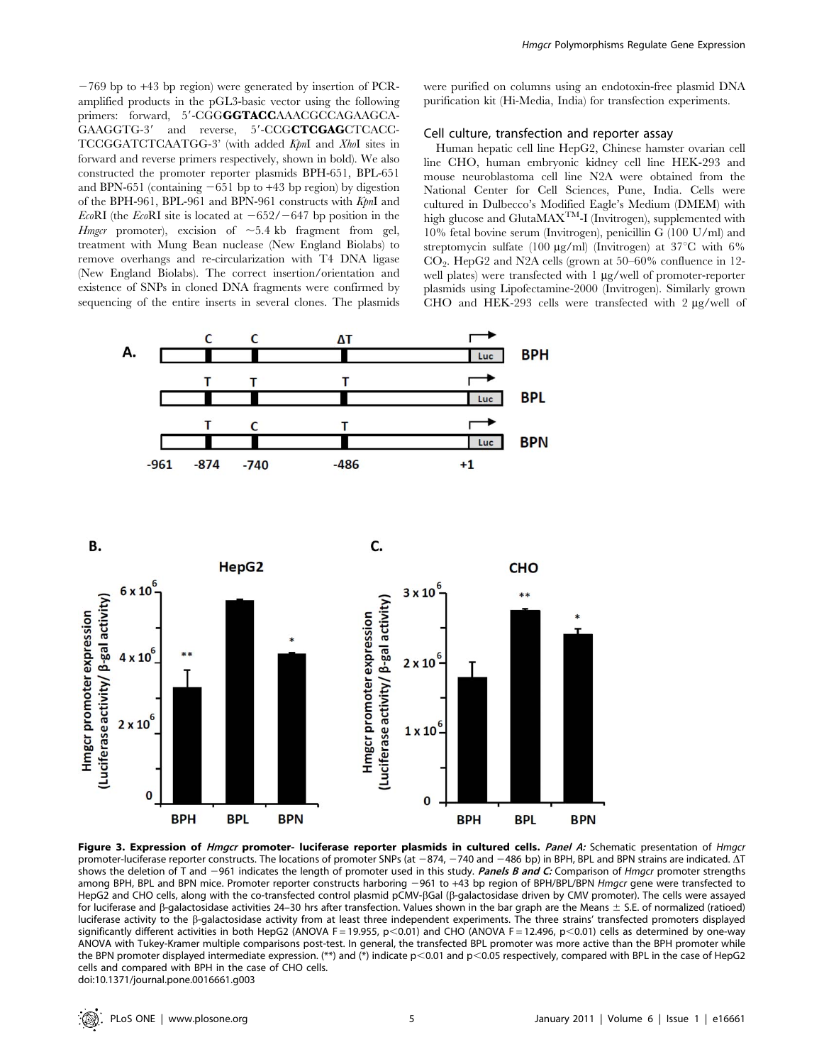−769 bp to +43 bp region) were generated by insertion of PCR-amplified products in the pGL3-basic vector using the following primers: forward, 5′-CGG**GGTACC**AAACGCCAGAAGCAGAAGGTG-3′ and reverse, 5′-CCG**CTCGAG**CTCACCTCCGGATCTCAATGG-3′ (with added *Kpn*I and *Xho*I sites in forward and reverse primers respectively, shown in bold). We also constructed the promoter reporter plasmids BPH-651, BPL-651 and BPN-651 (containing −651 bp to +43 bp region) by digestion of the BPH-961, BPL-961 and BPN-961 constructs with *Kpn*I and *Eco*RI (the *Eco*RI site is located at −652/−647 bp position in the *Hmgcr* promoter), excision of ~5.4 kb fragment from gel, treatment with Mung Bean nuclease (New England Biolabs) to remove overhangs and re-circularization with T4 DNA ligase (New England Biolabs). The correct insertion/orientation and existence of SNPs in cloned DNA fragments were confirmed by sequencing of the entire inserts in several clones. The plasmids were purified on columns using an endotoxin-free plasmid DNA purification kit (Hi-Media, India) for transfection experiments.

### Cell culture, transfection and reporter assay

Human hepatic cell line HepG2, Chinese hamster ovarian cell line CHO, human embryonic kidney cell line HEK-293 and mouse neuroblastoma cell line N2A were obtained from the National Center for Cell Sciences, Pune, India. Cells were cultured in Dulbecco's Modified Eagle's Medium (DMEM) with high glucose and GlutaMAX$^{TM}$-I (Invitrogen), supplemented with 10% fetal bovine serum (Invitrogen), penicillin G (100 U/ml) and streptomycin sulfate (100 µg/ml) (Invitrogen) at 37°C with 6% $CO_2$. HepG2 and N2A cells (grown at 50–60% confluence in 12-well plates) were transfected with 1 µg/well of promoter-reporter plasmids using Lipofectamine-2000 (Invitrogen). Similarly grown CHO and HEK-293 cells were transfected with 2 µg/well of

**Figure 3. Expression of *Hmgcr* promoter- luciferase reporter plasmids in cultured cells.** ***Panel A:*** Schematic presentation of *Hmgcr* promoter-luciferase reporter constructs. The locations of promoter SNPs (at −874, −740 and −486 bp) in BPH, BPL and BPN strains are indicated. ΔT shows the deletion of T and −961 indicates the length of promoter used in this study. ***Panels B and C:*** Comparison of *Hmgcr* promoter strengths among BPH, BPL and BPN mice. Promoter reporter constructs harboring −961 to +43 bp region of BPH/BPL/BPN *Hmgcr* gene were transfected to HepG2 and CHO cells, along with the co-transfected control plasmid pCMV-βGal (β-galactosidase driven by CMV promoter). The cells were assayed for luciferase and β-galactosidase activities 24–30 hrs after transfection. Values shown in the bar graph are the Means ± S.E. of normalized (ratioed) luciferase activity to the β-galactosidase activity from at least three independent experiments. The three strains' transfected promoters displayed significantly different activities in both HepG2 (ANOVA $F = 19.955$, $p<0.01$) and CHO (ANOVA $F = 12.496$, $p<0.01$) cells as determined by one-way ANOVA with Tukey-Kramer multiple comparisons post-test. In general, the transfected BPL promoter was more active than the BPH promoter while the BPN promoter displayed intermediate expression. (**) and (*) indicate $p<0.01$ and $p<0.05$ respectively, compared with BPL in the case of HepG2 cells and compared with BPH in the case of CHO cells.
doi:10.1371/journal.pone.0016661.g003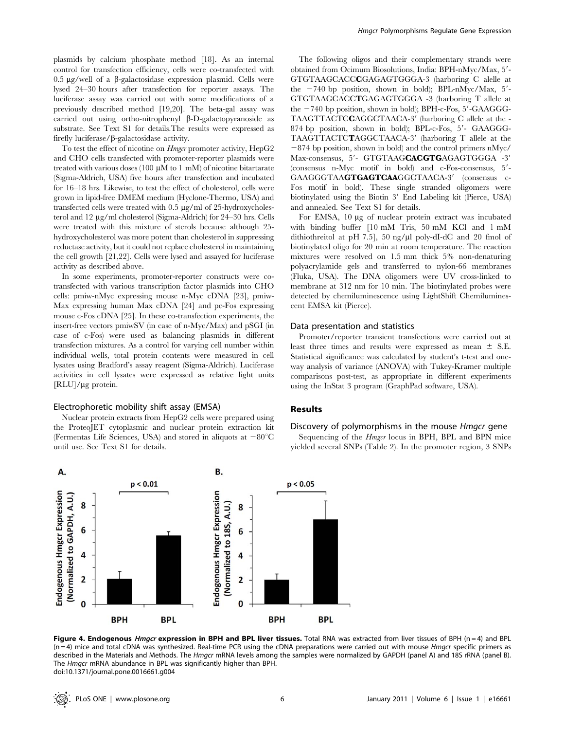plasmids by calcium phosphate method [18]. As an internal control for transfection efficiency, cells were co-transfected with 0.5 µg/well of a β-galactosidase expression plasmid. Cells were lysed 24–30 hours after transfection for reporter assays. The luciferase assay was carried out with some modifications of a previously described method [19,20]. The beta-gal assay was carried out using ortho-nitrophenyl β-D-galactopyranoside as substrate. See Text S1 for details.The results were expressed as firefly luciferase/β-galactosidase activity.

To test the effect of nicotine on *Hmgcr* promoter activity, HepG2 and CHO cells transfected with promoter-reporter plasmids were treated with various doses (100 µM to 1 mM) of nicotine bitartarate (Sigma-Aldrich, USA) five hours after transfection and incubated for 16–18 hrs. Likewise, to test the effect of cholesterol, cells were grown in lipid-free DMEM medium (Hyclone-Thermo, USA) and transfected cells were treated with 0.5 µg/ml of 25-hydroxycholesterol and 12 µg/ml cholesterol (Sigma-Aldrich) for 24–30 hrs. Cells were treated with this mixture of sterols because although 25-hydroxycholesterol was more potent than cholesterol in suppressing reductase activity, but it could not replace cholesterol in maintaining the cell growth [21,22]. Cells were lysed and assayed for luciferase activity as described above.

In some experiments, promoter-reporter constructs were co-transfected with various transcription factor plasmids into CHO cells: pmiw-nMyc expressing mouse n-Myc cDNA [23], pmiw-Max expressing human Max cDNA [24] and pc-Fos expressing mouse c-Fos cDNA [25]. In these co-transfection experiments, the insert-free vectors pmiwSV (in case of n-Myc/Max) and pSGI (in case of c-Fos) were used as balancing plasmids in different transfection mixtures. As a control for varying cell number within individual wells, total protein contents were measured in cell lysates using Bradford's assay reagent (Sigma-Aldrich). Luciferase activities in cell lysates were expressed as relative light units [RLU]/µg protein.

### Electrophoretic mobility shift assay (EMSA)

Nuclear protein extracts from HepG2 cells were prepared using the ProteoJET cytoplasmic and nuclear protein extraction kit (Fermentas Life Sciences, USA) and stored in aliquots at −80°C until use. See Text S1 for details.

The following oligos and their complementary strands were obtained from Ocimum Biosolutions, India: BPH-nMyc/Max, 5′-GTGTAAGCACC**C**GAGAGTGGGA-3 (harboring C allele at the −740 bp position, shown in bold); BPL-nMyc/Max, 5′-GTGTAAGCACC**T**GAGAGTGGGA -3 (harboring T allele at the −740 bp position, shown in bold); BPH-c-Fos, 5′-GAAGGG-TAAGTTACTC**C**AGGCTAACA-3′ (harboring C allele at the -874 bp position, shown in bold); BPL-c-Fos, 5′- GAAGGG-TAAGTTACTC**T**AGGCTAACA-3′ (harboring T allele at the −874 bp position, shown in bold) and the control primers nMyc/Max-consensus, 5′- GTGTAAG**CACGTG**AGAGTGGGA -3′ (consensus n-Myc motif in bold) and c-Fos-consensus, 5′-GAAGGGTAA**GTGAGTCAA**GGCTAACA-3′ (consensus c-Fos motif in bold). These single stranded oligomers were biotinylated using the Biotin 3′ End Labeling kit (Pierce, USA) and annealed. See Text S1 for details.

For EMSA, 10 µg of nuclear protein extract was incubated with binding buffer [10 mM Tris, 50 mM KCl and 1 mM dithiothreitol at pH 7.5], 50 ng/µl poly-dI-dC and 20 fmol of biotinylated oligo for 20 min at room temperature. The reaction mixtures were resolved on 1.5 mm thick 5% non-denaturing polyacrylamide gels and transferred to nylon-66 membranes (Fluka, USA). The DNA oligomers were UV cross-linked to membrane at 312 nm for 10 min. The biotinylated probes were detected by chemiluminescence using LightShift Chemiluminescent EMSA kit (Pierce).

### Data presentation and statistics

Promoter/reporter transient transfections were carried out at least three times and results were expressed as mean ± S.E. Statistical significance was calculated by student's t-test and one-way analysis of variance (ANOVA) with Tukey-Kramer multiple comparisons post-test, as appropriate in different experiments using the InStat 3 program (GraphPad software, USA).

## Results

### Discovery of polymorphisms in the mouse *Hmgcr* gene

Sequencing of the *Hmgcr* locus in BPH, BPL and BPN mice yielded several SNPs (Table 2). In the promoter region, 3 SNPs

**Figure 4. Endogenous *Hmgcr* expression in BPH and BPL liver tissues.** Total RNA was extracted from liver tissues of BPH (n = 4) and BPL (n = 4) mice and total cDNA was synthesized. Real-time PCR using the cDNA preparations were carried out with mouse *Hmgcr* specific primers as described in the Materials and Methods. The *Hmgcr* mRNA levels among the samples were normalized by GAPDH (panel A) and 18S rRNA (panel B). The *Hmgcr* mRNA abundance in BPL was significantly higher than BPH.
doi:10.1371/journal.pone.0016661.g004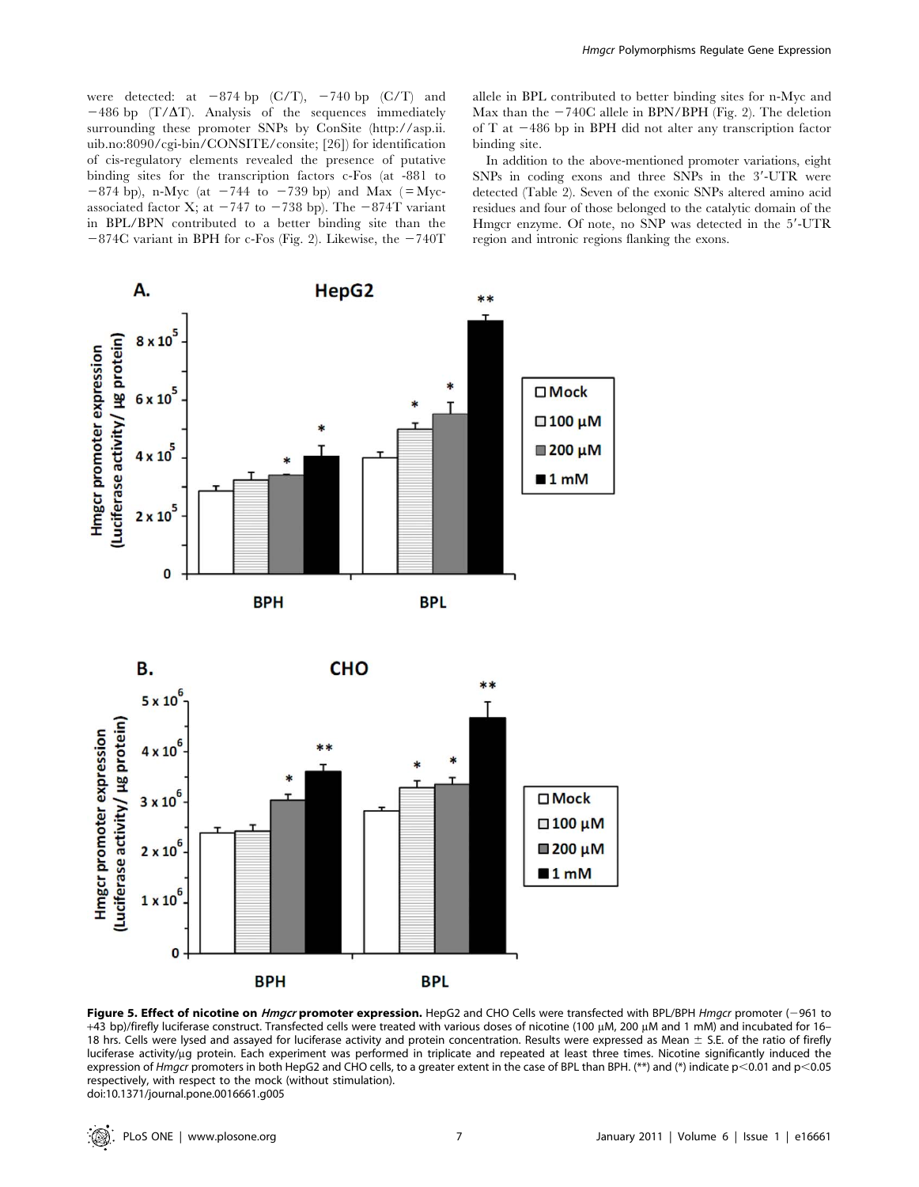were detected: at −874 bp (C/T), −740 bp (C/T) and −486 bp (T/ΔT). Analysis of the sequences immediately surrounding these promoter SNPs by ConSite (http://asp.ii.uib.no:8090/cgi-bin/CONSITE/consite; [26]) for identification of cis-regulatory elements revealed the presence of putative binding sites for the transcription factors c-Fos (at -881 to −874 bp), n-Myc (at −744 to −739 bp) and Max (= Myc-associated factor X; at −747 to −738 bp). The −874T variant in BPL/BPN contributed to a better binding site than the −874C variant in BPH for c-Fos (Fig. 2). Likewise, the −740T allele in BPL contributed to better binding sites for n-Myc and Max than the −740C allele in BPN/BPH (Fig. 2). The deletion of T at −486 bp in BPH did not alter any transcription factor binding site.

In addition to the above-mentioned promoter variations, eight SNPs in coding exons and three SNPs in the 3′-UTR were detected (Table 2). Seven of the exonic SNPs altered amino acid residues and four of those belonged to the catalytic domain of the Hmgcr enzyme. Of note, no SNP was detected in the 5′-UTR region and intronic regions flanking the exons.

**Figure 5. Effect of nicotine on *Hmgcr* promoter expression.** HepG2 and CHO Cells were transfected with BPL/BPH *Hmgcr* promoter (−961 to +43 bp)/firefly luciferase construct. Transfected cells were treated with various doses of nicotine (100 μM, 200 μM and 1 mM) and incubated for 16–18 hrs. Cells were lysed and assayed for luciferase activity and protein concentration. Results were expressed as Mean ± S.E. of the ratio of firefly luciferase activity/μg protein. Each experiment was performed in triplicate and repeated at least three times. Nicotine significantly induced the expression of *Hmgcr* promoters in both HepG2 and CHO cells, to a greater extent in the case of BPL than BPH. (**) and (*) indicate $p<0.01$ and $p<0.05$ respectively, with respect to the mock (without stimulation).
doi:10.1371/journal.pone.0016661.g005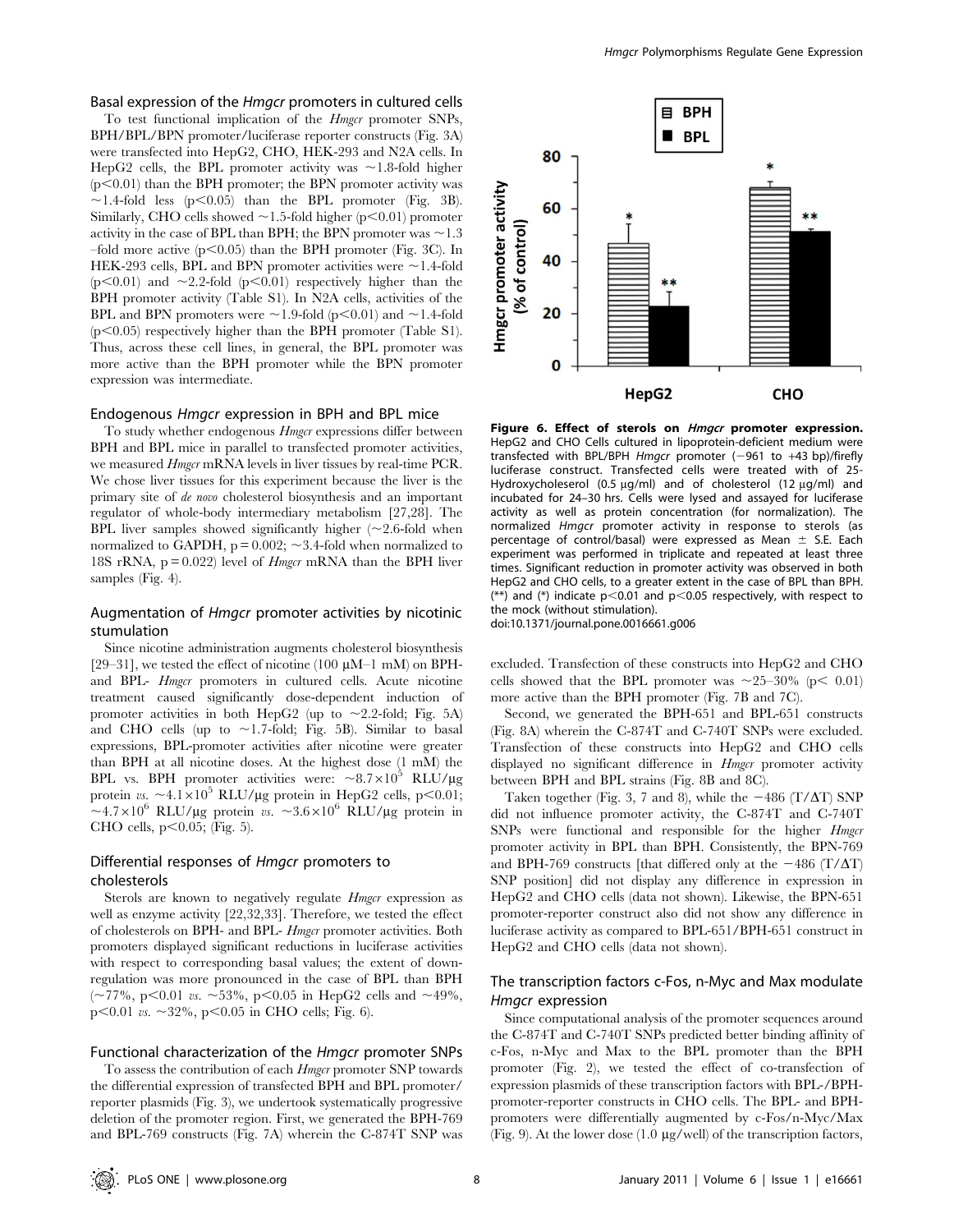### Basal expression of the *Hmgcr* promoters in cultured cells

To test functional implication of the *Hmgcr* promoter SNPs, BPH/BPL/BPN promoter/luciferase reporter constructs (Fig. 3A) were transfected into HepG2, CHO, HEK-293 and N2A cells. In HepG2 cells, the BPL promoter activity was ~1.8-fold higher ($p<0.01$) than the BPH promoter; the BPN promoter activity was ~1.4-fold less ($p<0.05$) than the BPL promoter (Fig. 3B). Similarly, CHO cells showed ~1.5-fold higher ($p<0.01$) promoter activity in the case of BPL than BPH; the BPN promoter was ~1.3 –fold more active ($p<0.05$) than the BPH promoter (Fig. 3C). In HEK-293 cells, BPL and BPN promoter activities were ~1.4-fold ($p<0.01$) and ~2.2-fold ($p<0.01$) respectively higher than the BPH promoter activity (Table S1). In N2A cells, activities of the BPL and BPN promoters were ~1.9-fold ($p<0.01$) and ~1.4-fold ($p<0.05$) respectively higher than the BPH promoter (Table S1). Thus, across these cell lines, in general, the BPL promoter was more active than the BPH promoter while the BPN promoter expression was intermediate.

### Endogenous *Hmgcr* expression in BPH and BPL mice

To study whether endogenous *Hmgcr* expressions differ between BPH and BPL mice in parallel to transfected promoter activities, we measured *Hmgcr* mRNA levels in liver tissues by real-time PCR. We chose liver tissues for this experiment because the liver is the primary site of *de novo* cholesterol biosynthesis and an important regulator of whole-body intermediary metabolism [27,28]. The BPL liver samples showed significantly higher (~2.6-fold when normalized to GAPDH, $p = 0.002$; ~3.4-fold when normalized to 18S rRNA, $p = 0.022$) level of *Hmgcr* mRNA than the BPH liver samples (Fig. 4).

### Augmentation of *Hmgcr* promoter activities by nicotinic stumulation

Since nicotine administration augments cholesterol biosynthesis [29–31], we tested the effect of nicotine (100 µM–1 mM) on BPH- and BPL- *Hmgcr* promoters in cultured cells. Acute nicotine treatment caused significantly dose-dependent induction of promoter activities in both HepG2 (up to ~2.2-fold; Fig. 5A) and CHO cells (up to ~1.7-fold; Fig. 5B). Similar to basal expressions, BPL-promoter activities after nicotine were greater than BPH at all nicotine doses. At the highest dose (1 mM) the BPL vs. BPH promoter activities were: $\sim 8.7\times10^5$ RLU/µg protein *vs.* $\sim 4.1\times10^5$ RLU/µg protein in HepG2 cells, $p<0.01$; $\sim 4.7\times10^6$ RLU/µg protein *vs.* $\sim 3.6\times10^6$ RLU/µg protein in CHO cells, $p<0.05$; (Fig. 5).

### Differential responses of *Hmgcr* promoters to cholesterols

Sterols are known to negatively regulate *Hmgcr* expression as well as enzyme activity [22,32,33]. Therefore, we tested the effect of cholesterols on BPH- and BPL- *Hmgcr* promoter activities. Both promoters displayed significant reductions in luciferase activities with respect to corresponding basal values; the extent of down-regulation was more pronounced in the case of BPL than BPH (~77%, $p<0.01$ *vs.* ~53%, $p<0.05$ in HepG2 cells and ~49%, $p<0.01$ *vs.* ~32%, $p<0.05$ in CHO cells; Fig. 6).

### Functional characterization of the *Hmgcr* promoter SNPs

To assess the contribution of each *Hmgcr* promoter SNP towards the differential expression of transfected BPH and BPL promoter/reporter plasmids (Fig. 3), we undertook systematically progressive deletion of the promoter region. First, we generated the BPH-769 and BPL-769 constructs (Fig. 7A) wherein the C-874T SNP was excluded. Transfection of these constructs into HepG2 and CHO cells showed that the BPL promoter was ~25–30% ($p<0.01$) more active than the BPH promoter (Fig. 7B and 7C).

Second, we generated the BPH-651 and BPL-651 constructs (Fig. 8A) wherein the C-874T and C-740T SNPs were excluded. Transfection of these constructs into HepG2 and CHO cells displayed no significant difference in *Hmgcr* promoter activity between BPH and BPL strains (Fig. 8B and 8C).

Taken together (Fig. 3, 7 and 8), while the −486 (T/ΔT) SNP did not influence promoter activity, the C-874T and C-740T SNPs were functional and responsible for the higher *Hmgcr* promoter activity in BPL than BPH. Consistently, the BPN-769 and BPH-769 constructs [that differed only at the −486 (T/ΔT) SNP position] did not display any difference in expression in HepG2 and CHO cells (data not shown). Likewise, the BPN-651 promoter-reporter construct also did not show any difference in luciferase activity as compared to BPL-651/BPH-651 construct in HepG2 and CHO cells (data not shown).

**Figure 6. Effect of sterols on *Hmgcr* promoter expression.** HepG2 and CHO Cells cultured in lipoprotein-deficient medium were transfected with BPL/BPH *Hmgcr* promoter (−961 to +43 bp)/firefly luciferase construct. Transfected cells were treated with of 25-Hydroxycholeserol (0.5 µg/ml) and of cholesterol (12 µg/ml) and incubated for 24–30 hrs. Cells were lysed and assayed for luciferase activity as well as protein concentration (for normalization). The normalized *Hmgcr* promoter activity in response to sterols (as percentage of control/basal) were expressed as Mean ± S.E. Each experiment was performed in triplicate and repeated at least three times. Significant reduction in promoter activity was observed in both HepG2 and CHO cells, to a greater extent in the case of BPL than BPH. (**) and (*) indicate $p<0.01$ and $p<0.05$ respectively, with respect to the mock (without stimulation).
doi:10.1371/journal.pone.0016661.g006

### The transcription factors c-Fos, n-Myc and Max modulate *Hmgcr* expression

Since computational analysis of the promoter sequences around the C-874T and C-740T SNPs predicted better binding affinity of c-Fos, n-Myc and Max to the BPL promoter than the BPH promoter (Fig. 2), we tested the effect of co-transfection of expression plasmids of these transcription factors with BPL-/BPH-promoter-reporter constructs in CHO cells. The BPL- and BPH-promoters were differentially augmented by c-Fos/n-Myc/Max (Fig. 9). At the lower dose (1.0 µg/well) of the transcription factors,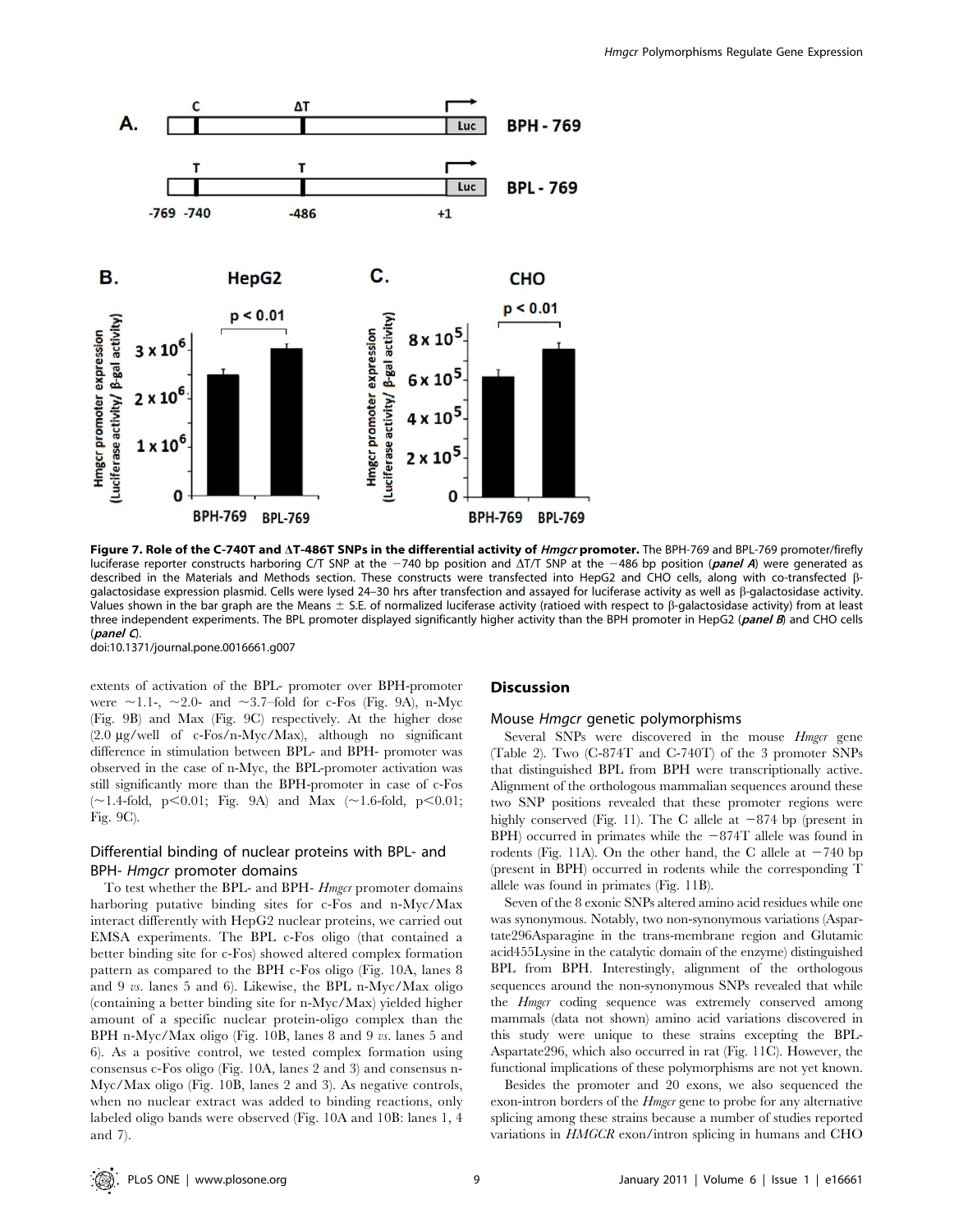**Figure 7. Role of the C-740T and ΔT-486T SNPs in the differential activity of *Hmgcr* promoter.** The BPH-769 and BPL-769 promoter/firefly luciferase reporter constructs harboring C/T SNP at the −740 bp position and ΔT/T SNP at the −486 bp position (***panel A***) were generated as described in the Materials and Methods section. These constructs were transfected into HepG2 and CHO cells, along with co-transfected β-galactosidase expression plasmid. Cells were lysed 24–30 hrs after transfection and assayed for luciferase activity as well as β-galactosidase activity. Values shown in the bar graph are the Means ± S.E. of normalized luciferase activity (ratioed with respect to β-galactosidase activity) from at least three independent experiments. The BPL promoter displayed significantly higher activity than the BPH promoter in HepG2 (***panel B***) and CHO cells (***panel C***).
doi:10.1371/journal.pone.0016661.g007

extents of activation of the BPL- promoter over BPH-promoter were ~1.1-, ~2.0- and ~3.7–fold for c-Fos (Fig. 9A), n-Myc (Fig. 9B) and Max (Fig. 9C) respectively. At the higher dose (2.0 µg/well of c-Fos/n-Myc/Max), although no significant difference in stimulation between BPL- and BPH- promoter was observed in the case of n-Myc, the BPL-promoter activation was still significantly more than the BPH-promoter in case of c-Fos (~1.4-fold, $p<0.01$; Fig. 9A) and Max (~1.6-fold, $p<0.01$; Fig. 9C).

### Differential binding of nuclear proteins with BPL- and BPH- *Hmgcr* promoter domains

To test whether the BPL- and BPH- *Hmgcr* promoter domains harboring putative binding sites for c-Fos and n-Myc/Max interact differently with HepG2 nuclear proteins, we carried out EMSA experiments. The BPL c-Fos oligo (that contained a better binding site for c-Fos) showed altered complex formation pattern as compared to the BPH c-Fos oligo (Fig. 10A, lanes 8 and 9 *vs.* lanes 5 and 6). Likewise, the BPL n-Myc/Max oligo (containing a better binding site for n-Myc/Max) yielded higher amount of a specific nuclear protein-oligo complex than the BPH n-Myc/Max oligo (Fig. 10B, lanes 8 and 9 *vs.* lanes 5 and 6). As a positive control, we tested complex formation using consensus c-Fos oligo (Fig. 10A, lanes 2 and 3) and consensus n-Myc/Max oligo (Fig. 10B, lanes 2 and 3). As negative controls, when no nuclear extract was added to binding reactions, only labeled oligo bands were observed (Fig. 10A and 10B: lanes 1, 4 and 7).

## Discussion

### Mouse *Hmgcr* genetic polymorphisms

Several SNPs were discovered in the mouse *Hmgcr* gene (Table 2). Two (C-874T and C-740T) of the 3 promoter SNPs that distinguished BPL from BPH were transcriptionally active. Alignment of the orthologous mammalian sequences around these two SNP positions revealed that these promoter regions were highly conserved (Fig. 11). The C allele at −874 bp (present in BPH) occurred in primates while the −874T allele was found in rodents (Fig. 11A). On the other hand, the C allele at −740 bp (present in BPH) occurred in rodents while the corresponding T allele was found in primates (Fig. 11B).

Seven of the 8 exonic SNPs altered amino acid residues while one was synonymous. Notably, two non-synonymous variations (Aspartate296Asparagine in the trans-membrane region and Glutamic acid455Lysine in the catalytic domain of the enzyme) distinguished BPL from BPH. Interestingly, alignment of the orthologous sequences around the non-synonymous SNPs revealed that while the *Hmgcr* coding sequence was extremely conserved among mammals (data not shown) amino acid variations discovered in this study were unique to these strains excepting the BPL-Aspartate296, which also occurred in rat (Fig. 11C). However, the functional implications of these polymorphisms are not yet known.

Besides the promoter and 20 exons, we also sequenced the exon-intron borders of the *Hmgcr* gene to probe for any alternative splicing among these strains because a number of studies reported variations in *HMGCR* exon/intron splicing in humans and CHO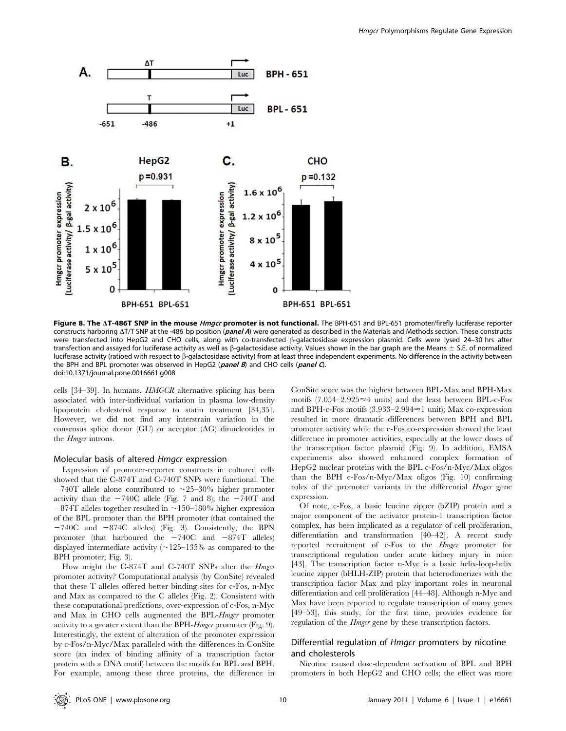**Figure 8. The ΔT-486T SNP in the mouse *Hmgcr* promoter is not functional.** The BPH-651 and BPL-651 promoter/firefly luciferase reporter constructs harboring ΔT/T SNP at the -486 bp position (***panel A***) were generated as described in the Materials and Methods section. These constructs were transfected into HepG2 and CHO cells, along with co-transfected β-galactosidase expression plasmid. Cells were lysed 24–30 hrs after transfection and assayed for luciferase activity as well as β-galactosidase activity. Values shown in the bar graph are the Means ± S.E. of normalized luciferase activity (ratioed with respect to β-galactosidase activity) from at least three independent experiments. No difference in the activity between the BPH and BPL promoter was observed in HepG2 (***panel B***) and CHO cells (***panel C***).
doi:10.1371/journal.pone.0016661.g008

cells [34–39]. In humans, *HMGCR* alternative splicing has been associated with inter-individual variation in plasma low-density lipoprotein cholesterol response to statin treatment [34,35]. However, we did not find any interstrain variation in the consensus splice donor (GU) or acceptor (AG) dinucleotides in the *Hmgcr* introns.

### Molecular basis of altered *Hmgcr* expression

Expression of promoter-reporter constructs in cultured cells showed that the C-874T and C-740T SNPs were functional. The −740T allele alone contributed to ~25–30% higher promoter activity than the −740C allele (Fig. 7 and 8); the −740T and −874T alleles together resulted in ~150–180% higher expression of the BPL promoter than the BPH promoter (that contained the −740C and −874C alleles) (Fig. 3). Consistently, the BPN promoter (that harboured the −740C and −874T alleles) displayed intermediate activity (~125–135% as compared to the BPH promoter; Fig. 3).

How might the C-874T and C-740T SNPs alter the *Hmgcr* promoter activity? Computational analysis (by ConSite) revealed that these T alleles offered better binding sites for c-Fos, n-Myc and Max as compared to the C alleles (Fig. 2). Consistent with these computational predictions, over-expression of c-Fos, n-Myc and Max in CHO cells augmented the BPL-*Hmgcr* promoter activity to a greater extent than the BPH-*Hmgcr* promoter (Fig. 9). Interestingly, the extent of alteration of the promoter expression by c-Fos/n-Myc/Max paralleled with the differences in ConSite score (an index of binding affinity of a transcription factor protein with a DNA motif) between the motifs for BPL and BPH. For example, among these three proteins, the difference in ConSite score was the highest between BPL-Max and BPH-Max motifs (7.054–2.925≈4 units) and the least between BPL-c-Fos and BPH-c-Fos motifs (3.933–2.994≈1 unit); Max co-expression resulted in more dramatic differences between BPH and BPL promoter activity while the c-Fos co-expression showed the least difference in promoter activities, especially at the lower doses of the transcription factor plasmid (Fig. 9). In addition, EMSA experiments also showed enhanced complex formation of HepG2 nuclear proteins with the BPL c-Fos/n-Myc/Max oligos than the BPH c-Fos/n-Myc/Max oligos (Fig. 10) confirming roles of the promoter variants in the differential *Hmgcr* gene expression.

Of note, c-Fos, a basic leucine zipper (bZIP) protein and a major component of the activator protein-1 transcription factor complex, has been implicated as a regulator of cell proliferation, differentiation and transformation [40–42]. A recent study reported recruitment of c-Fos to the *Hmgcr* promoter for transcriptional regulation under acute kidney injury in mice [43]. The transcription factor n-Myc is a basic helix-loop-helix leucine zipper (bHLH-ZIP) protein that heterodimerizes with the transcription factor Max and play important roles in neuronal differentiation and cell proliferation [44–48]. Although n-Myc and Max have been reported to regulate transcription of many genes [49–53], this study, for the first time, provides evidence for regulation of the *Hmgcr* gene by these transcription factors.

### Differential regulation of *Hmgcr* promoters by nicotine and cholesterols

Nicotine caused dose-dependent activation of BPL and BPH promoters in both HepG2 and CHO cells; the effect was more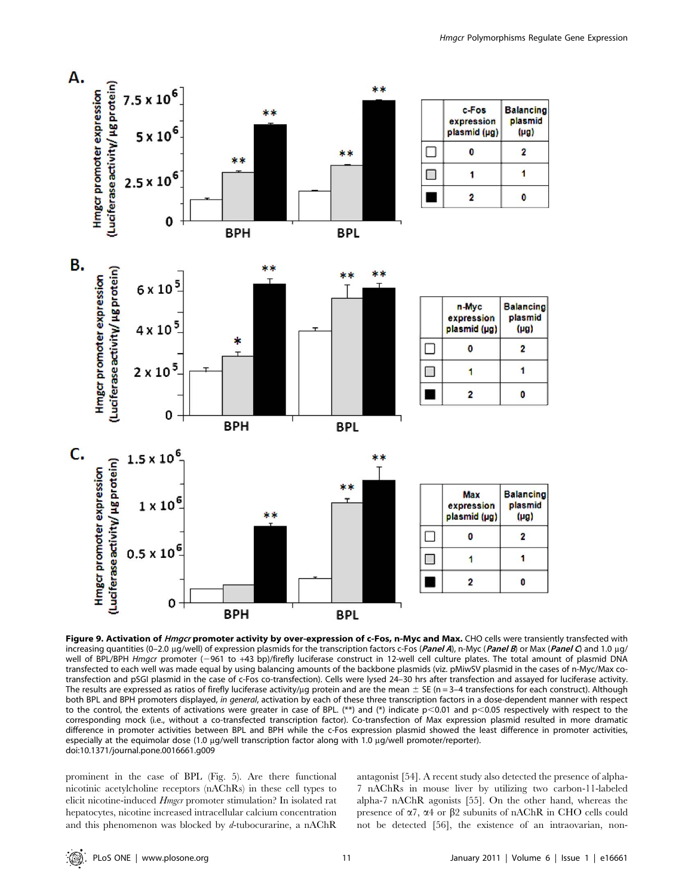**Figure 9. Activation of *Hmgcr* promoter activity by over-expression of c-Fos, n-Myc and Max.** CHO cells were transiently transfected with increasing quantities (0–2.0 μg/well) of expression plasmids for the transcription factors c-Fos (***Panel A***), n-Myc (***Panel B***) or Max (***Panel C***) and 1.0 μg/well of BPL/BPH *Hmgcr* promoter (−961 to +43 bp)/firefly luciferase construct in 12-well cell culture plates. The total amount of plasmid DNA transfected to each well was made equal by using balancing amounts of the backbone plasmids (viz. pMiwSV plasmid in the cases of n-Myc/Max co-transfection and pSGI plasmid in the case of c-Fos co-transfection). Cells were lysed 24–30 hrs after transfection and assayed for luciferase activity. The results are expressed as ratios of firefly luciferase activity/μg protein and are the mean ± SE (n = 3–4 transfections for each construct). Although both BPL and BPH promoters displayed, *in general*, activation by each of these three transcription factors in a dose-dependent manner with respect to the control, the extents of activations were greater in case of BPL. (**) and (*) indicate $p<0.01$ and $p<0.05$ respectively with respect to the corresponding mock (i.e., without a co-transfected transcription factor). Co-transfection of Max expression plasmid resulted in more dramatic difference in promoter activities between BPL and BPH while the c-Fos expression plasmid showed the least difference in promoter activities, especially at the equimolar dose (1.0 μg/well transcription factor along with 1.0 μg/well promoter/reporter).
doi:10.1371/journal.pone.0016661.g009

prominent in the case of BPL (Fig. 5). Are there functional nicotinic acetylcholine receptors (nAChRs) in these cell types to elicit nicotine-induced *Hmgcr* promoter stimulation? In isolated rat hepatocytes, nicotine increased intracellular calcium concentration and this phenomenon was blocked by *d*-tubocurarine, a nAChR antagonist [54]. A recent study also detected the presence of alpha-7 nAChRs in mouse liver by utilizing two carbon-11-labeled alpha-7 nAChR agonists [55]. On the other hand, whereas the presence of α7, α4 or β2 subunits of nAChR in CHO cells could not be detected [56], the existence of an intraovarian, non-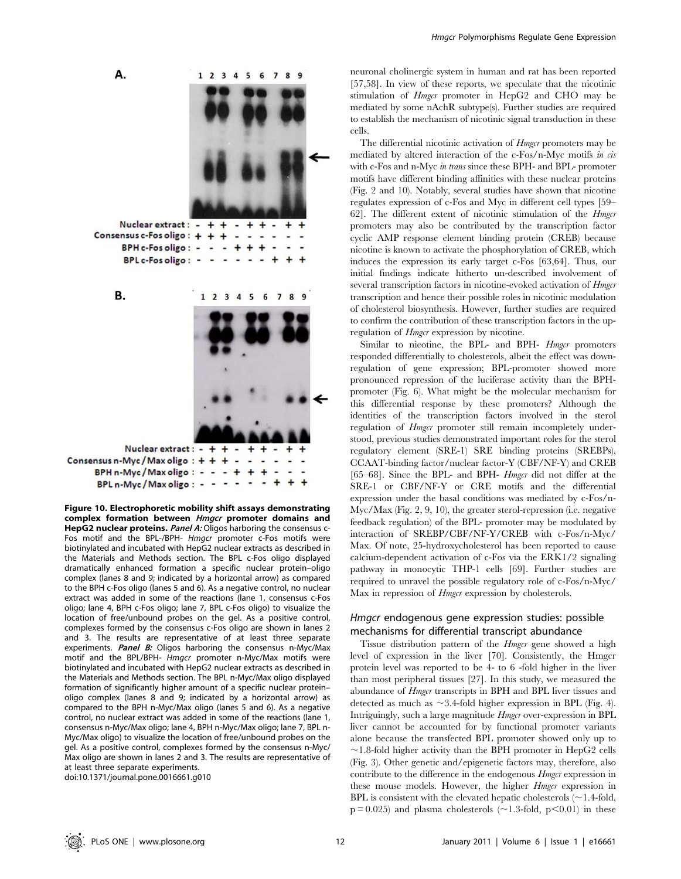**Figure 10. Electrophoretic mobility shift assays demonstrating complex formation between *Hmgcr* promoter domains and HepG2 nuclear proteins.** ***Panel A:*** Oligos harboring the consensus c-Fos motif and the BPL-/BPH- *Hmgcr* promoter c-Fos motifs were biotinylated and incubated with HepG2 nuclear extracts as described in the Materials and Methods section. The BPL c-Fos oligo displayed dramatically enhanced formation a specific nuclear protein–oligo complex (lanes 8 and 9; indicated by a horizontal arrow) as compared to the BPH c-Fos oligo (lanes 5 and 6). As a negative control, no nuclear extract was added in some of the reactions (lane 1, consensus c-Fos oligo; lane 4, BPH c-Fos oligo; lane 7, BPL c-Fos oligo) to visualize the location of free/unbound probes on the gel. As a positive control, complexes formed by the consensus c-Fos oligo are shown in lanes 2 and 3. The results are representative of at least three separate experiments. ***Panel B:*** Oligos harboring the consensus n-Myc/Max motif and the BPL/BPH- *Hmgcr* promoter n-Myc/Max motifs were biotinylated and incubated with HepG2 nuclear extracts as described in the Materials and Methods section. The BPL n-Myc/Max oligo displayed formation of significantly higher amount of a specific nuclear protein–oligo complex (lanes 8 and 9; indicated by a horizontal arrow) as compared to the BPH n-Myc/Max oligo (lanes 5 and 6). As a negative control, no nuclear extract was added in some of the reactions (lane 1, consensus n-Myc/Max oligo; lane 4, BPH n-Myc/Max oligo; lane 7, BPL n-Myc/Max oligo) to visualize the location of free/unbound probes on the gel. As a positive control, complexes formed by the consensus n-Myc/Max oligo are shown in lanes 2 and 3. The results are representative of at least three separate experiments.
doi:10.1371/journal.pone.0016661.g010

neuronal cholinergic system in human and rat has been reported [57,58]. In view of these reports, we speculate that the nicotinic stimulation of *Hmgcr* promoter in HepG2 and CHO may be mediated by some nAchR subtype(s). Further studies are required to establish the mechanism of nicotinic signal transduction in these cells.

The differential nicotinic activation of *Hmgcr* promoters may be mediated by altered interaction of the c-Fos/n-Myc motifs *in cis* with c-Fos and n-Myc *in trans* since these BPH- and BPL- promoter motifs have different binding affinities with these nuclear proteins (Fig. 2 and 10). Notably, several studies have shown that nicotine regulates expression of c-Fos and Myc in different cell types [59–62]. The different extent of nicotinic stimulation of the *Hmgcr* promoters may also be contributed by the transcription factor cyclic AMP response element binding protein (CREB) because nicotine is known to activate the phosphorylation of CREB, which induces the expression its early target c-Fos [63,64]. Thus, our initial findings indicate hitherto un-described involvement of several transcription factors in nicotine-evoked activation of *Hmgcr* transcription and hence their possible roles in nicotinic modulation of cholesterol biosynthesis. However, further studies are required to confirm the contribution of these transcription factors in the up-regulation of *Hmgcr* expression by nicotine.

Similar to nicotine, the BPL- and BPH- *Hmgcr* promoters responded differentially to cholesterols, albeit the effect was down-regulation of gene expression; BPL-promoter showed more pronounced repression of the luciferase activity than the BPH-promoter (Fig. 6). What might be the molecular mechanism for this differential response by these promoters? Although the identities of the transcription factors involved in the sterol regulation of *Hmgcr* promoter still remain incompletely understood, previous studies demonstrated important roles for the sterol regulatory element (SRE-1) SRE binding proteins (SREBPs), CCAAT-binding factor/nuclear factor-Y (CBF/NF-Y) and CREB [65–68]. Since the BPL- and BPH- *Hmgcr* did not differ at the SRE-1 or CBF/NF-Y or CRE motifs and the differential expression under the basal conditions was mediated by c-Fos/n-Myc/Max (Fig. 2, 9, 10), the greater sterol-repression (i.e. negative feedback regulation) of the BPL- promoter may be modulated by interaction of SREBP/CBF/NF-Y/CREB with c-Fos/n-Myc/Max. Of note, 25-hydroxycholesterol has been reported to cause calcium-dependent activation of c-Fos via the ERK1/2 signaling pathway in monocytic THP-1 cells [69]. Further studies are required to unravel the possible regulatory role of c-Fos/n-Myc/Max in repression of *Hmgcr* expression by cholesterols.

### *Hmgcr* endogenous gene expression studies: possible mechanisms for differential transcript abundance

Tissue distribution pattern of the *Hmgcr* gene showed a high level of expression in the liver [70]. Consistently, the Hmgcr protein level was reported to be 4- to 6 -fold higher in the liver than most peripheral tissues [27]. In this study, we measured the abundance of *Hmgcr* transcripts in BPH and BPL liver tissues and detected as much as ~3.4-fold higher expression in BPL (Fig. 4). Intriguingly, such a large magnitude *Hmgcr* over-expression in BPL liver cannot be accounted for by functional promoter variants alone because the transfected BPL promoter showed only up to ~1.8-fold higher activity than the BPH promoter in HepG2 cells (Fig. 3). Other genetic and/epigenetic factors may, therefore, also contribute to the difference in the endogenous *Hmgcr* expression in these mouse models. However, the higher *Hmgcr* expression in BPL is consistent with the elevated hepatic cholesterols (~1.4-fold, $p = 0.025$) and plasma cholesterols (~1.3-fold, $p < 0.01$) in these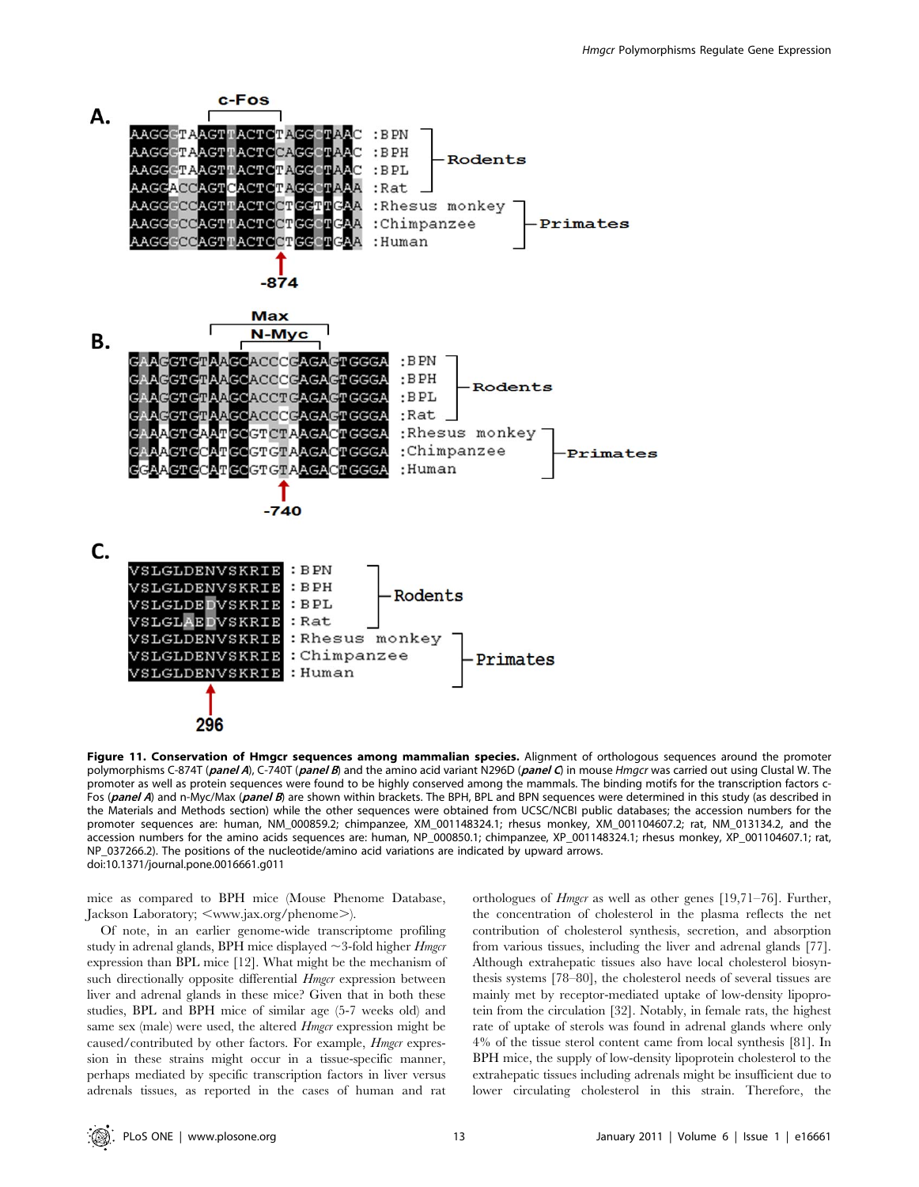**A.**

```
              c-Fos
AAGGGTAAGTTACTCTAGGCTAAC :BPN  ┐
AAGGGTAAGTTACTCCAGGCTAAC :BPH  ├ Rodents
AAGGGTAAGTTACTCTAGGCTAAC :BPL  │
AAGGACCAGTCACTCTAGGCTAAA :Rat  ┘
AAGGGCCAGTTACTCCTGGTTGAA :Rhesus monkey ┐
AAGGGCCAGTTACTCCTGGCTGAA :Chimpanzee    ├ Primates
AAGGGCCAGTTACTCCTGGCTGAA :Human         ┘
               ↑
              -874
```

**B.**

```
              Max
             N-Myc
GAAGGTGTAAGCACCCGAGAGTGGGA :BPN  ┐
GAAGGTGTAAGCACCCGAGAGTGGGA :BPH  ├ Rodents
GAAGGTGTAAGCACCTGAGAGTGGGA :BPL  │
GAAGGTGTAAGCACCCGAGAGTGGGA :Rat  ┘
GAAAGTGAATGCGTCTAAGACTGGGA :Rhesus monkey ┐
GAAAGTGCATGCGTGTAAGACTGGGA :Chimpanzee    ├ Primates
GGAAGTGCATGCGTGTAAGACTGGGA :Human         ┘
               ↑
              -740
```

**C.**

```
VSLGLDENVSKRIE :BPN  ┐
VSLGLDENVSKRIE :BPH  ├ Rodents
VSLGLDEDVSKRIE :BPL  │
VSLGLAEDVSKRIE :Rat  ┘
VSLGLDENVSKRIE :Rhesus monkey ┐
VSLGLDENVSKRIE :Chimpanzee    ├ Primates
VSLGLDENVSKRIE :Human         ┘
       ↑
      296
```

**Figure 11. Conservation of Hmgcr sequences among mammalian species.** Alignment of orthologous sequences around the promoter polymorphisms C-874T (***panel A***), C-740T (***panel B***) and the amino acid variant N296D (***panel C***) in mouse *Hmgcr* was carried out using Clustal W. The promoter as well as protein sequences were found to be highly conserved among the mammals. The binding motifs for the transcription factors c-Fos (***panel A***) and n-Myc/Max (***panel B***) are shown within brackets. The BPH, BPL and BPN sequences were determined in this study (as described in the Materials and Methods section) while the other sequences were obtained from UCSC/NCBI public databases; the accession numbers for the promoter sequences are: human, NM_000859.2; chimpanzee, XM_001148324.1; rhesus monkey, XM_001104607.2; rat, NM_013134.2, and the accession numbers for the amino acids sequences are: human, NP_000850.1; chimpanzee, XP_001148324.1; rhesus monkey, XP_001104607.1; rat, NP_037266.2). The positions of the nucleotide/amino acid variations are indicated by upward arrows.
doi:10.1371/journal.pone.0016661.g011

mice as compared to BPH mice (Mouse Phenome Database, Jackson Laboratory; <www.jax.org/phenome>).

Of note, in an earlier genome-wide transcriptome profiling study in adrenal glands, BPH mice displayed ~3-fold higher *Hmgcr* expression than BPL mice [12]. What might be the mechanism of such directionally opposite differential *Hmgcr* expression between liver and adrenal glands in these mice? Given that in both these studies, BPL and BPH mice of similar age (5-7 weeks old) and same sex (male) were used, the altered *Hmgcr* expression might be caused/contributed by other factors. For example, *Hmgcr* expression in these strains might occur in a tissue-specific manner, perhaps mediated by specific transcription factors in liver versus adrenals tissues, as reported in the cases of human and rat orthologues of *Hmgcr* as well as other genes [19,71–76]. Further, the concentration of cholesterol in the plasma reflects the net contribution of cholesterol synthesis, secretion, and absorption from various tissues, including the liver and adrenal glands [77]. Although extrahepatic tissues also have local cholesterol biosynthesis systems [78–80], the cholesterol needs of several tissues are mainly met by receptor-mediated uptake of low-density lipoprotein from the circulation [32]. Notably, in female rats, the highest rate of uptake of sterols was found in adrenal glands where only 4% of the tissue sterol content came from local synthesis [81]. In BPH mice, the supply of low-density lipoprotein cholesterol to the extrahepatic tissues including adrenals might be insufficient due to lower circulating cholesterol in this strain. Therefore, the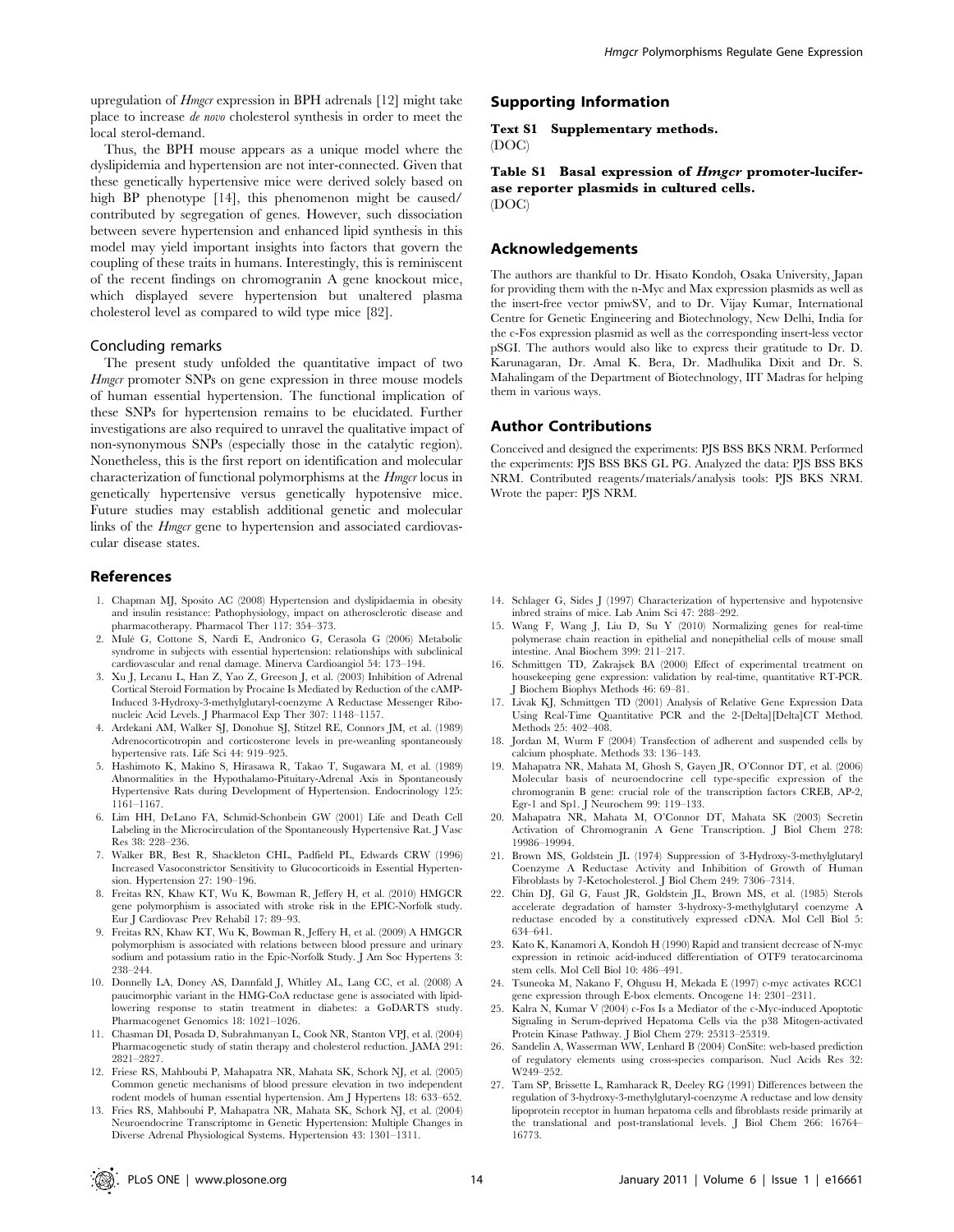upregulation of *Hmgcr* expression in BPH adrenals [12] might take place to increase *de novo* cholesterol synthesis in order to meet the local sterol-demand.

Thus, the BPH mouse appears as a unique model where the dyslipidemia and hypertension are not inter-connected. Given that these genetically hypertensive mice were derived solely based on high BP phenotype [14], this phenomenon might be caused/contributed by segregation of genes. However, such dissociation between severe hypertension and enhanced lipid synthesis in this model may yield important insights into factors that govern the coupling of these traits in humans. Interestingly, this is reminiscent of the recent findings on chromogranin A gene knockout mice, which displayed severe hypertension but unaltered plasma cholesterol level as compared to wild type mice [82].

### Concluding remarks

The present study unfolded the quantitative impact of two *Hmgcr* promoter SNPs on gene expression in three mouse models of human essential hypertension. The functional implication of these SNPs for hypertension remains to be elucidated. Further investigations are also required to unravel the qualitative impact of non-synonymous SNPs (especially those in the catalytic region). Nonetheless, this is the first report on identification and molecular characterization of functional polymorphisms at the *Hmgcr* locus in genetically hypertensive versus genetically hypotensive mice. Future studies may establish additional genetic and molecular links of the *Hmgcr* gene to hypertension and associated cardiovascular disease states.

## Supporting Information

**Text S1 Supplementary methods.**
(DOC)

**Table S1 Basal expression of *Hmgcr* promoter-luciferase reporter plasmids in cultured cells.**
(DOC)

## Acknowledgements

The authors are thankful to Dr. Hisato Kondoh, Osaka University, Japan for providing them with the n-Myc and Max expression plasmids as well as the insert-free vector pmiwSV, and to Dr. Vijay Kumar, International Centre for Genetic Engineering and Biotechnology, New Delhi, India for the c-Fos expression plasmid as well as the corresponding insert-less vector pSGI. The authors would also like to express their gratitude to Dr. D. Karunagaran, Dr. Amal K. Bera, Dr. Madhulika Dixit and Dr. S. Mahalingam of the Department of Biotechnology, IIT Madras for helping them in various ways.

## Author Contributions

Conceived and designed the experiments: PJS BSS BKS NRM. Performed the experiments: PJS BSS BKS GL PG. Analyzed the data: PJS BSS BKS NRM. Contributed reagents/materials/analysis tools: PJS BKS NRM. Wrote the paper: PJS NRM.

## References

1. Chapman MJ, Sposito AC (2008) Hypertension and dyslipidaemia in obesity and insulin resistance: Pathophysiology, impact on atherosclerotic disease and pharmacotherapy. Pharmacol Ther 117: 354–373.
2. Mulé G, Cottone S, Nardi E, Andronico G, Cerasola G (2006) Metabolic syndrome in subjects with essential hypertension: relationships with subclinical cardiovascular and renal damage. Minerva Cardioangiol 54: 173–194.
3. Xu J, Lecanu L, Han Z, Yao Z, Greeson J, et al. (2003) Inhibition of Adrenal Cortical Steroid Formation by Procaine Is Mediated by Reduction of the cAMP-Induced 3-Hydroxy-3-methylglutaryl-coenzyme A Reductase Messenger Ribonucleic Acid Levels. J Pharmacol Exp Ther 307: 1148–1157.
4. Ardekani AM, Walker SJ, Donohue SJ, Stitzel RE, Connors JM, et al. (1989) Adrenocorticotropin and corticosterone levels in pre-weanling spontaneously hypertensive rats. Life Sci 44: 919–925.
5. Hashimoto K, Makino S, Hirasawa R, Takao T, Sugawara M, et al. (1989) Abnormalities in the Hypothalamo-Pituitary-Adrenal Axis in Spontaneously Hypertensive Rats during Development of Hypertension. Endocrinology 125: 1161–1167.
6. Lim HH, DeLano FA, Schmid-Schonbein GW (2001) Life and Death Cell Labeling in the Microcirculation of the Spontaneously Hypertensive Rat. J Vasc Res 38: 228–236.
7. Walker BR, Best R, Shackleton CHL, Padfield PL, Edwards CRW (1996) Increased Vasoconstrictor Sensitivity to Glucocorticoids in Essential Hypertension. Hypertension 27: 190–196.
8. Freitas RN, Khaw KT, Wu K, Bowman R, Jeffery H, et al. (2010) HMGCR gene polymorphism is associated with stroke risk in the EPIC-Norfolk study. Eur J Cardiovasc Prev Rehabil 17: 89–93.
9. Freitas RN, Khaw KT, Wu K, Bowman R, Jeffery H, et al. (2009) A HMGCR polymorphism is associated with relations between blood pressure and urinary sodium and potassium ratio in the Epic-Norfolk Study. J Am Soc Hypertens 3: 238–244.
10. Donnelly LA, Doney AS, Dannfald J, Whitley AL, Lang CC, et al. (2008) A paucimorphic variant in the HMG-CoA reductase gene is associated with lipid-lowering response to statin treatment in diabetes: a GoDARTS study. Pharmacogenet Genomics 18: 1021–1026.
11. Chasman DI, Posada D, Subrahmanyan L, Cook NR, Stanton VPJ, et al. (2004) Pharmacogenetic study of statin therapy and cholesterol reduction. JAMA 291: 2821–2827.
12. Friese RS, Mahboubi P, Mahapatra NR, Mahata SK, Schork NJ, et al. (2005) Common genetic mechanisms of blood pressure elevation in two independent rodent models of human essential hypertension. Am J Hypertens 18: 633–652.
13. Fries RS, Mahboubi P, Mahapatra NR, Mahata SK, Schork NJ, et al. (2004) Neuroendocrine Transcriptome in Genetic Hypertension: Multiple Changes in Diverse Adrenal Physiological Systems. Hypertension 43: 1301–1311.
14. Schlager G, Sides J (1997) Characterization of hypertensive and hypotensive inbred strains of mice. Lab Anim Sci 47: 288–292.
15. Wang F, Wang J, Liu D, Su Y (2010) Normalizing genes for real-time polymerase chain reaction in epithelial and nonepithelial cells of mouse small intestine. Anal Biochem 399: 211–217.
16. Schmittgen TD, Zakrajsek BA (2000) Effect of experimental treatment on housekeeping gene expression: validation by real-time, quantitative RT-PCR. J Biochem Biophys Methods 46: 69–81.
17. Livak KJ, Schmittgen TD (2001) Analysis of Relative Gene Expression Data Using Real-Time Quantitative PCR and the 2-[Delta][Delta]CT Method. Methods 25: 402–408.
18. Jordan M, Wurm F (2004) Transfection of adherent and suspended cells by calcium phosphate. Methods 33: 136–143.
19. Mahapatra NR, Mahata M, Ghosh S, Gayen JR, O'Connor DT, et al. (2006) Molecular basis of neuroendocrine cell type-specific expression of the chromogranin B gene: crucial role of the transcription factors CREB, AP-2, Egr-1 and Sp1. J Neurochem 99: 119–133.
20. Mahapatra NR, Mahata M, O'Connor DT, Mahata SK (2003) Secretin Activation of Chromogranin A Gene Transcription. J Biol Chem 278: 19986–19994.
21. Brown MS, Goldstein JL (1974) Suppression of 3-Hydroxy-3-methylglutaryl Coenzyme A Reductase Activity and Inhibition of Growth of Human Fibroblasts by 7-Ketocholesterol. J Biol Chem 249: 7306–7314.
22. Chin DJ, Gil G, Faust JR, Goldstein JL, Brown MS, et al. (1985) Sterols accelerate degradation of hamster 3-hydroxy-3-methylglutaryl coenzyme A reductase encoded by a constitutively expressed cDNA. Mol Cell Biol 5: 634–641.
23. Kato K, Kanamori A, Kondoh H (1990) Rapid and transient decrease of N-myc expression in retinoic acid-induced differentiation of OTF9 teratocarcinoma stem cells. Mol Cell Biol 10: 486–491.
24. Tsuneoka M, Nakano F, Ohgusu H, Mekada E (1997) c-myc activates RCC1 gene expression through E-box elements. Oncogene 14: 2301–2311.
25. Kalra N, Kumar V (2004) c-Fos Is a Mediator of the c-Myc-induced Apoptotic Signaling in Serum-deprived Hepatoma Cells via the p38 Mitogen-activated Protein Kinase Pathway. J Biol Chem 279: 25313–25319.
26. Sandelin A, Wasserman WW, Lenhard B (2004) ConSite: web-based prediction of regulatory elements using cross-species comparison. Nucl Acids Res 32: W249–252.
27. Tam SP, Brissette L, Ramharack R, Deeley RG (1991) Differences between the regulation of 3-hydroxy-3-methylglutaryl-coenzyme A reductase and low density lipoprotein receptor in human hepatoma cells and fibroblasts reside primarily at the translational and post-translational levels. J Biol Chem 266: 16764–16773.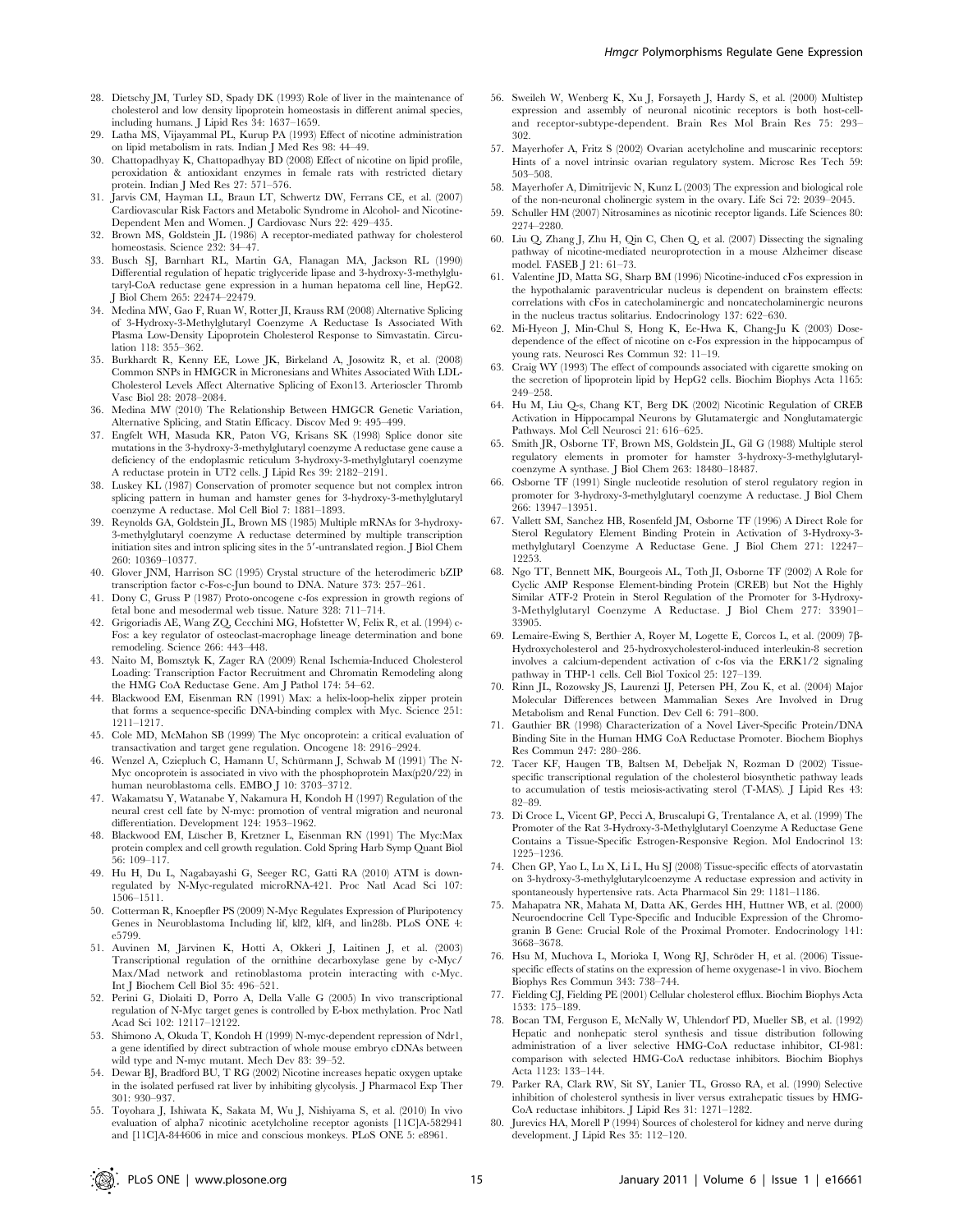28. Dietschy JM, Turley SD, Spady DK (1993) Role of liver in the maintenance of cholesterol and low density lipoprotein homeostasis in different animal species, including humans. J Lipid Res 34: 1637–1659.
29. Latha MS, Vijayammal PL, Kurup PA (1993) Effect of nicotine administration on lipid metabolism in rats. Indian J Med Res 98: 44–49.
30. Chattopadhyay K, Chattopadhyay BD (2008) Effect of nicotine on lipid profile, peroxidation & antioxidant enzymes in female rats with restricted dietary protein. Indian J Med Res 27: 571–576.
31. Jarvis CM, Hayman LL, Braun LT, Schwertz DW, Ferrans CE, et al. (2007) Cardiovascular Risk Factors and Metabolic Syndrome in Alcohol- and Nicotine-Dependent Men and Women. J Cardiovasc Nurs 22: 429–435.
32. Brown MS, Goldstein JL (1986) A receptor-mediated pathway for cholesterol homeostasis. Science 232: 34–47.
33. Busch SJ, Barnhart RL, Martin GA, Flanagan MA, Jackson RL (1990) Differential regulation of hepatic triglyceride lipase and 3-hydroxy-3-methylglutaryl-CoA reductase gene expression in a human hepatoma cell line, HepG2. J Biol Chem 265: 22474–22479.
34. Medina MW, Gao F, Ruan W, Rotter JI, Krauss RM (2008) Alternative Splicing of 3-Hydroxy-3-Methylglutaryl Coenzyme A Reductase Is Associated With Plasma Low-Density Lipoprotein Cholesterol Response to Simvastatin. Circulation 118: 355–362.
35. Burkhardt R, Kenny EE, Lowe JK, Birkeland A, Josowitz R, et al. (2008) Common SNPs in HMGCR in Micronesians and Whites Associated With LDL-Cholesterol Levels Affect Alternative Splicing of Exon13. Arterioscler Thromb Vasc Biol 28: 2078–2084.
36. Medina MW (2010) The Relationship Between HMGCR Genetic Variation, Alternative Splicing, and Statin Efficacy. Discov Med 9: 495–499.
37. Engfelt WH, Masuda KR, Paton VG, Krisans SK (1998) Splice donor site mutations in the 3-hydroxy-3-methylglutaryl coenzyme A reductase gene cause a deficiency of the endoplasmic reticulum 3-hydroxy-3-methylglutaryl coenzyme A reductase protein in UT2 cells. J Lipid Res 39: 2182–2191.
38. Luskey KL (1987) Conservation of promoter sequence but not complex intron splicing pattern in human and hamster genes for 3-hydroxy-3-methylglutaryl coenzyme A reductase. Mol Cell Biol 7: 1881–1893.
39. Reynolds GA, Goldstein JL, Brown MS (1985) Multiple mRNAs for 3-hydroxy-3-methylglutaryl coenzyme A reductase determined by multiple transcription initiation sites and intron splicing sites in the 5′-untranslated region. J Biol Chem 260: 10369–10377.
40. Glover JNM, Harrison SC (1995) Crystal structure of the heterodimeric bZIP transcription factor c-Fos-c-Jun bound to DNA. Nature 373: 257–261.
41. Dony C, Gruss P (1987) Proto-oncogene c-fos expression in growth regions of fetal bone and mesodermal web tissue. Nature 328: 711–714.
42. Grigoriadis AE, Wang ZQ, Cecchini MG, Hofstetter W, Felix R, et al. (1994) c-Fos: a key regulator of osteoclast-macrophage lineage determination and bone remodeling. Science 266: 443–448.
43. Naito M, Bomsztyk K, Zager RA (2009) Renal Ischemia-Induced Cholesterol Loading: Transcription Factor Recruitment and Chromatin Remodeling along the HMG CoA Reductase Gene. Am J Pathol 174: 54–62.
44. Blackwood EM, Eisenman RN (1991) Max: a helix-loop-helix zipper protein that forms a sequence-specific DNA-binding complex with Myc. Science 251: 1211–1217.
45. Cole MD, McMahon SB (1999) The Myc oncoprotein: a critical evaluation of transactivation and target gene regulation. Oncogene 18: 2916–2924.
46. Wenzel A, Cziepluch C, Hamann U, Schürmann J, Schwab M (1991) The N-Myc oncoprotein is associated in vivo with the phosphoprotein Max(p20/22) in human neuroblastoma cells. EMBO J 10: 3703–3712.
47. Wakamatsu Y, Watanabe Y, Nakamura H, Kondoh H (1997) Regulation of the neural crest cell fate by N-myc: promotion of ventral migration and neuronal differentiation. Development 124: 1953–1962.
48. Blackwood EM, Lüscher B, Kretzner L, Eisenman RN (1991) The Myc:Max protein complex and cell growth regulation. Cold Spring Harb Symp Quant Biol 56: 109–117.
49. Hu H, Du L, Nagabayashi G, Seeger RC, Gatti RA (2010) ATM is down-regulated by N-Myc-regulated microRNA-421. Proc Natl Acad Sci 107: 1506–1511.
50. Cotterman R, Knoepfler PS (2009) N-Myc Regulates Expression of Pluripotency Genes in Neuroblastoma Including lif, klf2, klf4, and lin28b. PLoS ONE 4: e5799.
51. Auvinen M, Järvinen K, Hotti A, Okkeri J, Laitinen J, et al. (2003) Transcriptional regulation of the ornithine decarboxylase gene by c-Myc/Max/Mad network and retinoblastoma protein interacting with c-Myc. Int J Biochem Cell Biol 35: 496–521.
52. Perini G, Diolaiti D, Porro A, Della Valle G (2005) In vivo transcriptional regulation of N-Myc target genes is controlled by E-box methylation. Proc Natl Acad Sci 102: 12117–12122.
53. Shimono A, Okuda T, Kondoh H (1999) N-myc-dependent repression of Ndr1, a gene identified by direct subtraction of whole mouse embryo cDNAs between wild type and N-myc mutant. Mech Dev 83: 39–52.
54. Dewar BJ, Bradford BU, T RG (2002) Nicotine increases hepatic oxygen uptake in the isolated perfused rat liver by inhibiting glycolysis. J Pharmacol Exp Ther 301: 930–937.
55. Toyohara J, Ishiwata K, Sakata M, Wu J, Nishiyama S, et al. (2010) In vivo evaluation of alpha7 nicotinic acetylcholine receptor agonists [11C]A-582941 and [11C]A-844606 in mice and conscious monkeys. PLoS ONE 5: e8961.
56. Sweileh W, Wenberg K, Xu J, Forsayeth J, Hardy S, et al. (2000) Multistep expression and assembly of neuronal nicotinic receptors is both host-cell- and receptor-subtype-dependent. Brain Res Mol Brain Res 75: 293–302.
57. Mayerhofer A, Fritz S (2002) Ovarian acetylcholine and muscarinic receptors: Hints of a novel intrinsic ovarian regulatory system. Microsc Res Tech 59: 503–508.
58. Mayerhofer A, Dimitrijevic N, Kunz L (2003) The expression and biological role of the non-neuronal cholinergic system in the ovary. Life Sci 72: 2039–2045.
59. Schuller HM (2007) Nitrosamines as nicotinic receptor ligands. Life Sciences 80: 2274–2280.
60. Liu Q, Zhang J, Zhu H, Qin C, Chen Q, et al. (2007) Dissecting the signaling pathway of nicotine-mediated neuroprotection in a mouse Alzheimer disease model. FASEB J 21: 61–73.
61. Valentine JD, Matta SG, Sharp BM (1996) Nicotine-induced cFos expression in the hypothalamic paraventricular nucleus is dependent on brainstem effects: correlations with cFos in catecholaminergic and noncatecholaminergic neurons in the nucleus tractus solitarius. Endocrinology 137: 622–630.
62. Mi-Hyeon J, Min-Chul S, Hong K, Ee-Hwa K, Chang-Ju K (2003) Dose-dependence of the effect of nicotine on c-Fos expression in the hippocampus of young rats. Neurosci Res Commun 32: 11–19.
63. Craig WY (1993) The effect of compounds associated with cigarette smoking on the secretion of lipoprotein lipid by HepG2 cells. Biochim Biophys Acta 1165: 249–258.
64. Hu M, Liu Q-s, Chang KT, Berg DK (2002) Nicotinic Regulation of CREB Activation in Hippocampal Neurons by Glutamatergic and Nonglutamatergic Pathways. Mol Cell Neurosci 21: 616–625.
65. Smith JR, Osborne TF, Brown MS, Goldstein JL, Gil G (1988) Multiple sterol regulatory elements in promoter for hamster 3-hydroxy-3-methylglutaryl-coenzyme A synthase. J Biol Chem 263: 18480–18487.
66. Osborne TF (1991) Single nucleotide resolution of sterol regulatory region in promoter for 3-hydroxy-3-methylglutaryl coenzyme A reductase. J Biol Chem 266: 13947–13951.
67. Vallett SM, Sanchez HB, Rosenfeld JM, Osborne TF (1996) A Direct Role for Sterol Regulatory Element Binding Protein in Activation of 3-Hydroxy-3-methylglutaryl Coenzyme A Reductase Gene. J Biol Chem 271: 12247–12253.
68. Ngo TT, Bennett MK, Bourgeois AL, Toth JI, Osborne TF (2002) A Role for Cyclic AMP Response Element-binding Protein (CREB) but Not the Highly Similar ATF-2 Protein in Sterol Regulation of the Promoter for 3-Hydroxy-3-Methylglutaryl Coenzyme A Reductase. J Biol Chem 277: 33901–33905.
69. Lemaire-Ewing S, Berthier A, Royer M, Logette E, Corcos L, et al. (2009) 7β-Hydroxycholesterol and 25-hydroxycholesterol-induced interleukin-8 secretion involves a calcium-dependent activation of c-fos via the ERK1/2 signaling pathway in THP-1 cells. Cell Biol Toxicol 25: 127–139.
70. Rinn JL, Rozowsky JS, Laurenzi IJ, Petersen PH, Zou K, et al. (2004) Major Molecular Differences between Mammalian Sexes Are Involved in Drug Metabolism and Renal Function. Dev Cell 6: 791–800.
71. Gauthier BR (1998) Characterization of a Novel Liver-Specific Protein/DNA Binding Site in the Human HMG CoA Reductase Promoter. Biochem Biophys Res Commun 247: 280–286.
72. Tacer KF, Haugen TB, Baltsen M, Debeljak N, Rozman D (2002) Tissue-specific transcriptional regulation of the cholesterol biosynthetic pathway leads to accumulation of testis meiosis-activating sterol (T-MAS). J Lipid Res 43: 82–89.
73. Di Croce L, Vicent GP, Pecci A, Bruscalupi G, Trentalance A, et al. (1999) The Promoter of the Rat 3-Hydroxy-3-Methylglutaryl Coenzyme A Reductase Gene Contains a Tissue-Specific Estrogen-Responsive Region. Mol Endocrinol 13: 1225–1236.
74. Chen GP, Yao L, Lu X, Li L, Hu SJ (2008) Tissue-specific effects of atorvastatin on 3-hydroxy-3-methylglutarylcoenzyme A reductase expression and activity in spontaneously hypertensive rats. Acta Pharmacol Sin 29: 1181–1186.
75. Mahapatra NR, Mahata M, Datta AK, Gerdes HH, Huttner WB, et al. (2000) Neuroendocrine Cell Type-Specific and Inducible Expression of the Chromogranin B Gene: Crucial Role of the Proximal Promoter. Endocrinology 141: 3668–3678.
76. Hsu M, Muchova L, Morioka I, Wong RJ, Schröder H, et al. (2006) Tissue-specific effects of statins on the expression of heme oxygenase-1 in vivo. Biochem Biophys Res Commun 343: 738–744.
77. Fielding CJ, Fielding PE (2001) Cellular cholesterol efflux. Biochim Biophys Acta 1533: 175–189.
78. Bocan TM, Ferguson E, McNally W, Uhlendorf PD, Mueller SB, et al. (1992) Hepatic and nonhepatic sterol synthesis and tissue distribution following administration of a liver selective HMG-CoA reductase inhibitor, CI-981: comparison with selected HMG-CoA reductase inhibitors. Biochim Biophys Acta 1123: 133–144.
79. Parker RA, Clark RW, Sit SY, Lanier TL, Grosso RA, et al. (1990) Selective inhibition of cholesterol synthesis in liver versus extrahepatic tissues by HMG-CoA reductase inhibitors. J Lipid Res 31: 1271–1282.
80. Jurevics HA, Morell P (1994) Sources of cholesterol for kidney and nerve during development. J Lipid Res 35: 112–120.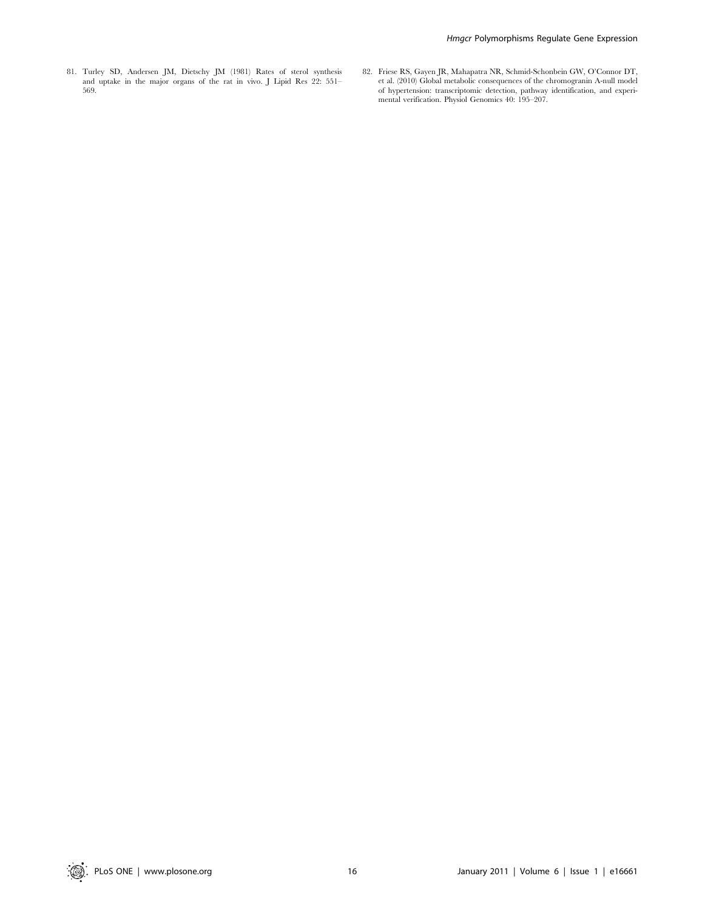81. Turley SD, Andersen JM, Dietschy JM (1981) Rates of sterol synthesis and uptake in the major organs of the rat in vivo. J Lipid Res 22: 551–569.

82. Friese RS, Gayen JR, Mahapatra NR, Schmid-Schonbein GW, O'Connor DT, et al. (2010) Global metabolic consequences of the chromogranin A-null model of hypertension: transcriptomic detection, pathway identification, and experimental verification. Physiol Genomics 40: 195–207.